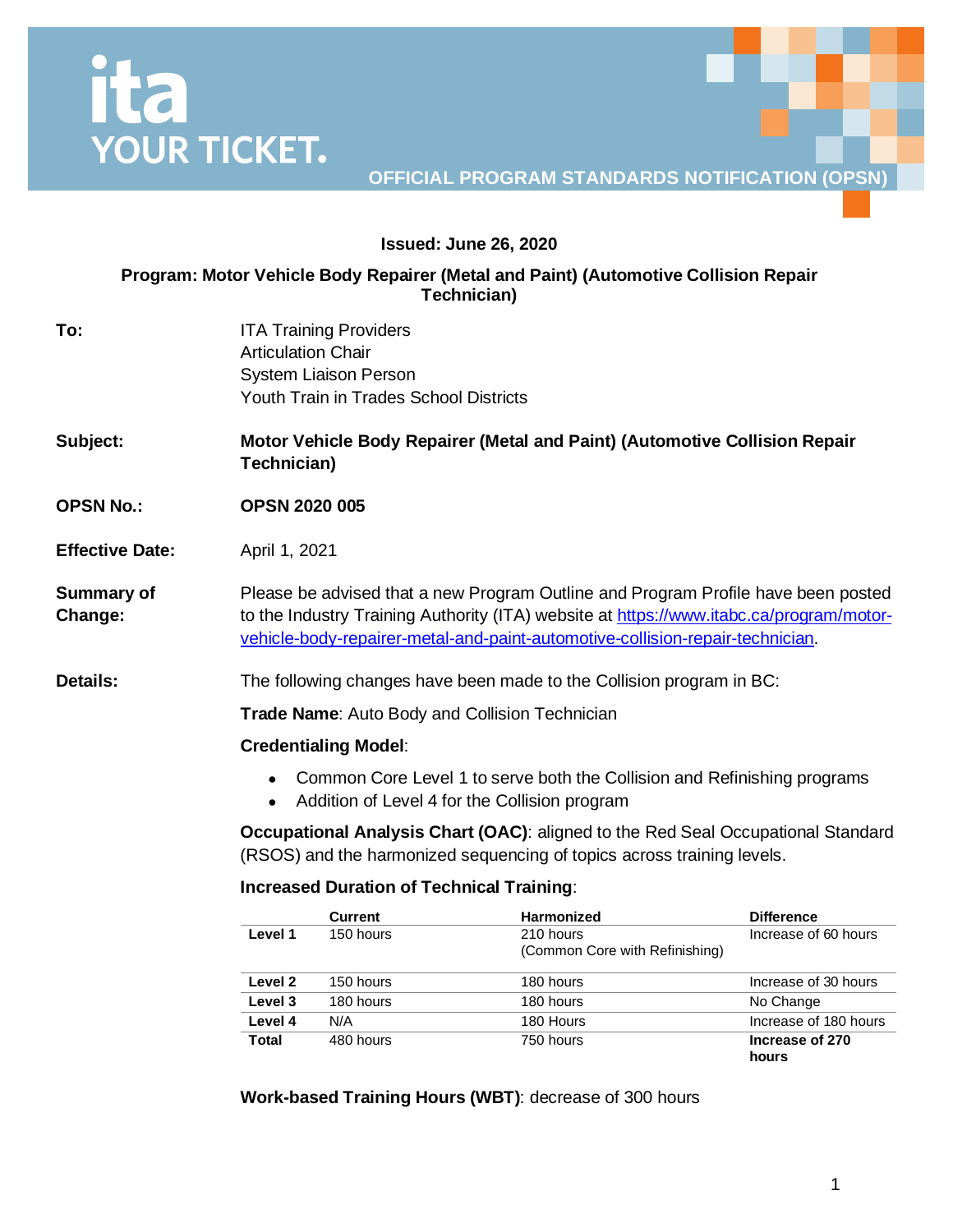ita YOUR TICKET.

**OFFICIAL PROGRAM STANDARDS NOTIFICATION (OPSN)**

**Issued: June 26, 2020**

**Program: Motor Vehicle Body Repairer (Metal and Paint) (Automotive Collision Repair Technician)**

**To:** ITA Training Providers
Articulation Chair
System Liaison Person
Youth Train in Trades School Districts

**Subject:** **Motor Vehicle Body Repairer (Metal and Paint) (Automotive Collision Repair Technician)**

**OPSN No.:** **OPSN 2020 005**

**Effective Date:** April 1, 2021

**Summary of Change:** Please be advised that a new Program Outline and Program Profile have been posted to the Industry Training Authority (ITA) website at https://www.itabc.ca/program/motor-vehicle-body-repairer-metal-and-paint-automotive-collision-repair-technician.

**Details:** The following changes have been made to the Collision program in BC:

**Trade Name**: Auto Body and Collision Technician

**Credentialing Model**:

- Common Core Level 1 to serve both the Collision and Refinishing programs
- Addition of Level 4 for the Collision program

**Occupational Analysis Chart (OAC)**: aligned to the Red Seal Occupational Standard (RSOS) and the harmonized sequencing of topics across training levels.

**Increased Duration of Technical Training**:

| | Current | Harmonized | Difference |
|---|---|---|---|
| **Level 1** | 150 hours | 210 hours (Common Core with Refinishing) | Increase of 60 hours |
| **Level 2** | 150 hours | 180 hours | Increase of 30 hours |
| **Level 3** | 180 hours | 180 hours | No Change |
| **Level 4** | N/A | 180 Hours | Increase of 180 hours |
| **Total** | 480 hours | 750 hours | **Increase of 270 hours** |

**Work-based Training Hours (WBT)**: decrease of 300 hours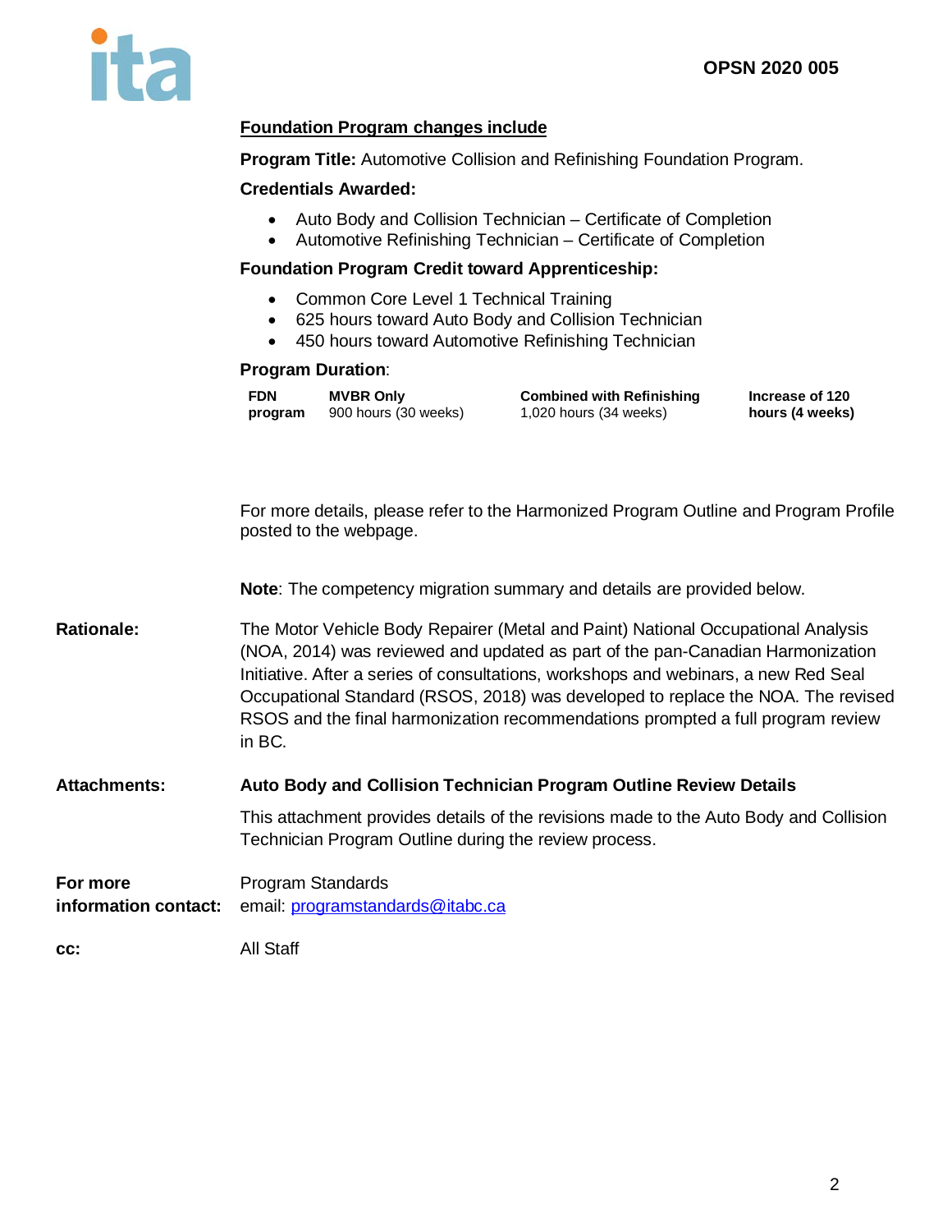**Foundation Program changes include**

**Program Title:** Automotive Collision and Refinishing Foundation Program.

**Credentials Awarded:**

- Auto Body and Collision Technician – Certificate of Completion
- Automotive Refinishing Technician – Certificate of Completion

**Foundation Program Credit toward Apprenticeship:**

- Common Core Level 1 Technical Training
- 625 hours toward Auto Body and Collision Technician
- 450 hours toward Automotive Refinishing Technician

**Program Duration**:

| **FDN program** | **MVBR Only** 900 hours (30 weeks) | **Combined with Refinishing** 1,020 hours (34 weeks) | **Increase of 120 hours (4 weeks)** |
|---|---|---|---|

For more details, please refer to the Harmonized Program Outline and Program Profile posted to the webpage.

**Note**: The competency migration summary and details are provided below.

**Rationale:** The Motor Vehicle Body Repairer (Metal and Paint) National Occupational Analysis (NOA, 2014) was reviewed and updated as part of the pan-Canadian Harmonization Initiative. After a series of consultations, workshops and webinars, a new Red Seal Occupational Standard (RSOS, 2018) was developed to replace the NOA. The revised RSOS and the final harmonization recommendations prompted a full program review in BC.

**Attachments:** **Auto Body and Collision Technician Program Outline Review Details**

This attachment provides details of the revisions made to the Auto Body and Collision Technician Program Outline during the review process.

**For more information contact:** Program Standards
email: programstandards@itabc.ca

**cc:** All Staff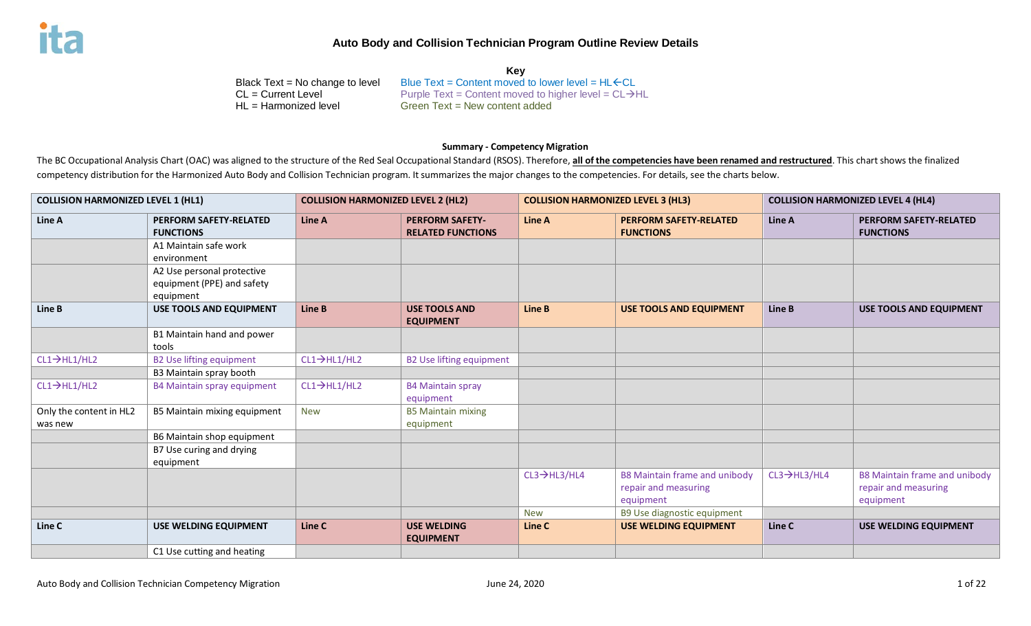# Auto Body and Collision Technician Program Outline Review Details

**Key**

Black Text = No change to level
CL = Current Level
HL = Harmonized level

Blue Text = Content moved to lower level = HL←CL
Purple Text = Content moved to higher level = CL→HL
Green Text = New content added

**Summary - Competency Migration**

The BC Occupational Analysis Chart (OAC) was aligned to the structure of the Red Seal Occupational Standard (RSOS). Therefore, **all of the competencies have been renamed and restructured**. This chart shows the finalized competency distribution for the Harmonized Auto Body and Collision Technician program. It summarizes the major changes to the competencies. For details, see the charts below.

| COLLISION HARMONIZED LEVEL 1 (HL1) | | COLLISION HARMONIZED LEVEL 2 (HL2) | | COLLISION HARMONIZED LEVEL 3 (HL3) | | COLLISION HARMONIZED LEVEL 4 (HL4) | |
|---|---|---|---|---|---|---|---|
| **Line A** | **PERFORM SAFETY-RELATED FUNCTIONS** | **Line A** | **PERFORM SAFETY-RELATED FUNCTIONS** | **Line A** | **PERFORM SAFETY-RELATED FUNCTIONS** | **Line A** | **PERFORM SAFETY-RELATED FUNCTIONS** |
| | A1 Maintain safe work environment | | | | | | |
| | A2 Use personal protective equipment (PPE) and safety equipment | | | | | | |
| **Line B** | **USE TOOLS AND EQUIPMENT** | **Line B** | **USE TOOLS AND EQUIPMENT** | **Line B** | **USE TOOLS AND EQUIPMENT** | **Line B** | **USE TOOLS AND EQUIPMENT** |
| | B1 Maintain hand and power tools | | | | | | |
| CL1→HL1/HL2 | B2 Use lifting equipment | CL1→HL1/HL2 | B2 Use lifting equipment | | | | |
| | B3 Maintain spray booth | | | | | | |
| CL1→HL1/HL2 | B4 Maintain spray equipment | CL1→HL1/HL2 | B4 Maintain spray equipment | | | | |
| Only the content in HL2 was new | B5 Maintain mixing equipment | New | B5 Maintain mixing equipment | | | | |
| | B6 Maintain shop equipment | | | | | | |
| | B7 Use curing and drying equipment | | | | | | |
| | | | | CL3→HL3/HL4 | B8 Maintain frame and unibody repair and measuring equipment | CL3→HL3/HL4 | B8 Maintain frame and unibody repair and measuring equipment |
| | | | | New | B9 Use diagnostic equipment | | |
| **Line C** | **USE WELDING EQUIPMENT** | **Line C** | **USE WELDING EQUIPMENT** | **Line C** | **USE WELDING EQUIPMENT** | **Line C** | **USE WELDING EQUIPMENT** |
| | C1 Use cutting and heating | | | | | | |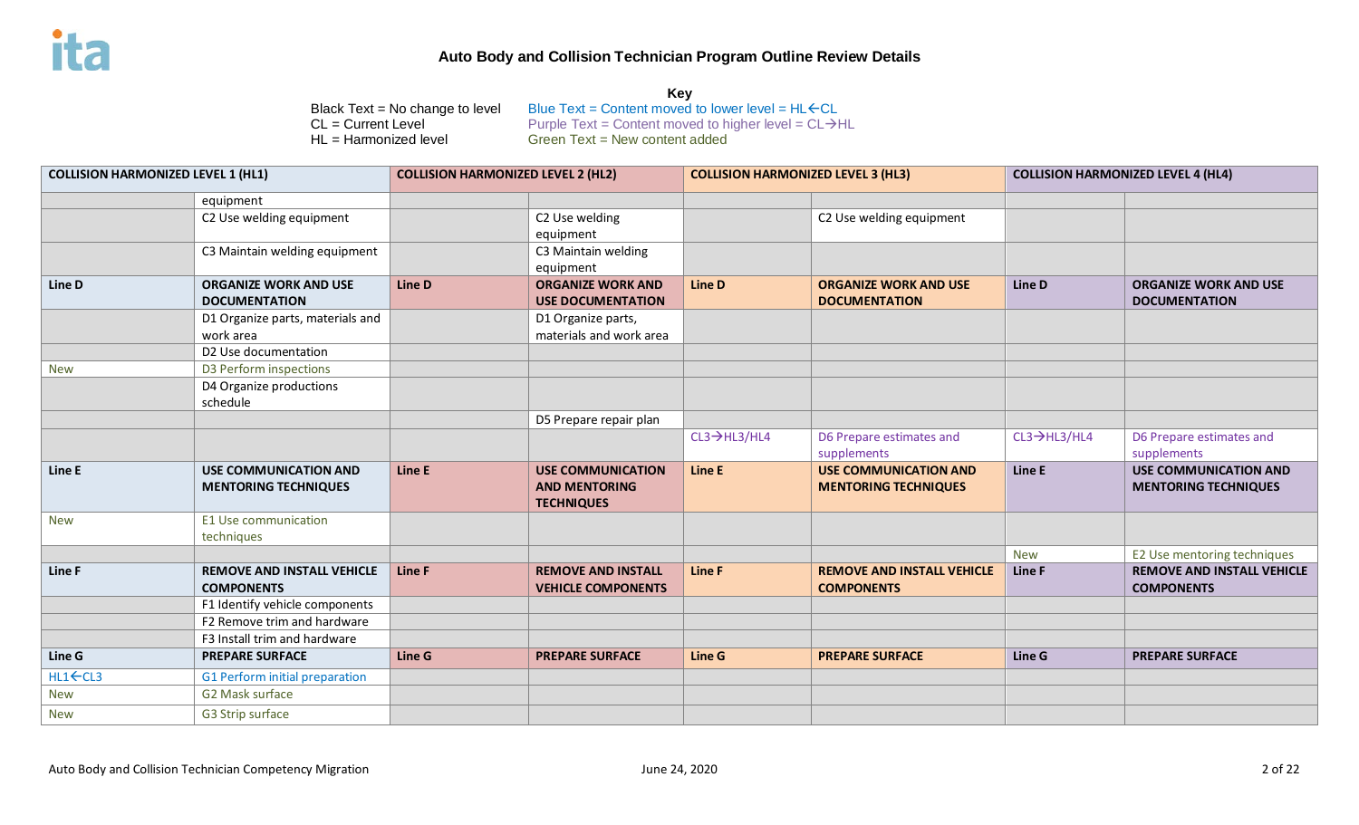## Auto Body and Collision Technician Program Outline Review Details

**Key**

Black Text = No change to level
CL = Current Level
HL = Harmonized level

Blue Text = Content moved to lower level = HL←CL
Purple Text = Content moved to higher level = CL→HL
Green Text = New content added

| COLLISION HARMONIZED LEVEL 1 (HL1) | | COLLISION HARMONIZED LEVEL 2 (HL2) | | COLLISION HARMONIZED LEVEL 3 (HL3) | | COLLISION HARMONIZED LEVEL 4 (HL4) | |
|---|---|---|---|---|---|---|---|
| | equipment | | | | | | |
| | C2 Use welding equipment | | C2 Use welding equipment | | C2 Use welding equipment | | |
| | C3 Maintain welding equipment | | C3 Maintain welding equipment | | | | |
| **Line D** | **ORGANIZE WORK AND USE DOCUMENTATION** | **Line D** | **ORGANIZE WORK AND USE DOCUMENTATION** | **Line D** | **ORGANIZE WORK AND USE DOCUMENTATION** | **Line D** | **ORGANIZE WORK AND USE DOCUMENTATION** |
| | D1 Organize parts, materials and work area | | D1 Organize parts, materials and work area | | | | |
| | D2 Use documentation | | | | | | |
| New | D3 Perform inspections | | | | | | |
| | D4 Organize productions schedule | | | | | | |
| | | | D5 Prepare repair plan | | | | |
| | | | | CL3→HL3/HL4 | D6 Prepare estimates and supplements | CL3→HL3/HL4 | D6 Prepare estimates and supplements |
| **Line E** | **USE COMMUNICATION AND MENTORING TECHNIQUES** | **Line E** | **USE COMMUNICATION AND MENTORING TECHNIQUES** | **Line E** | **USE COMMUNICATION AND MENTORING TECHNIQUES** | **Line E** | **USE COMMUNICATION AND MENTORING TECHNIQUES** |
| New | E1 Use communication techniques | | | | | | |
| | | | | | | New | E2 Use mentoring techniques |
| **Line F** | **REMOVE AND INSTALL VEHICLE COMPONENTS** | **Line F** | **REMOVE AND INSTALL VEHICLE COMPONENTS** | **Line F** | **REMOVE AND INSTALL VEHICLE COMPONENTS** | **Line F** | **REMOVE AND INSTALL VEHICLE COMPONENTS** |
| | F1 Identify vehicle components | | | | | | |
| | F2 Remove trim and hardware | | | | | | |
| | F3 Install trim and hardware | | | | | | |
| **Line G** | **PREPARE SURFACE** | **Line G** | **PREPARE SURFACE** | **Line G** | **PREPARE SURFACE** | **Line G** | **PREPARE SURFACE** |
| HL1←CL3 | G1 Perform initial preparation | | | | | | |
| New | G2 Mask surface | | | | | | |
| New | G3 Strip surface | | | | | | |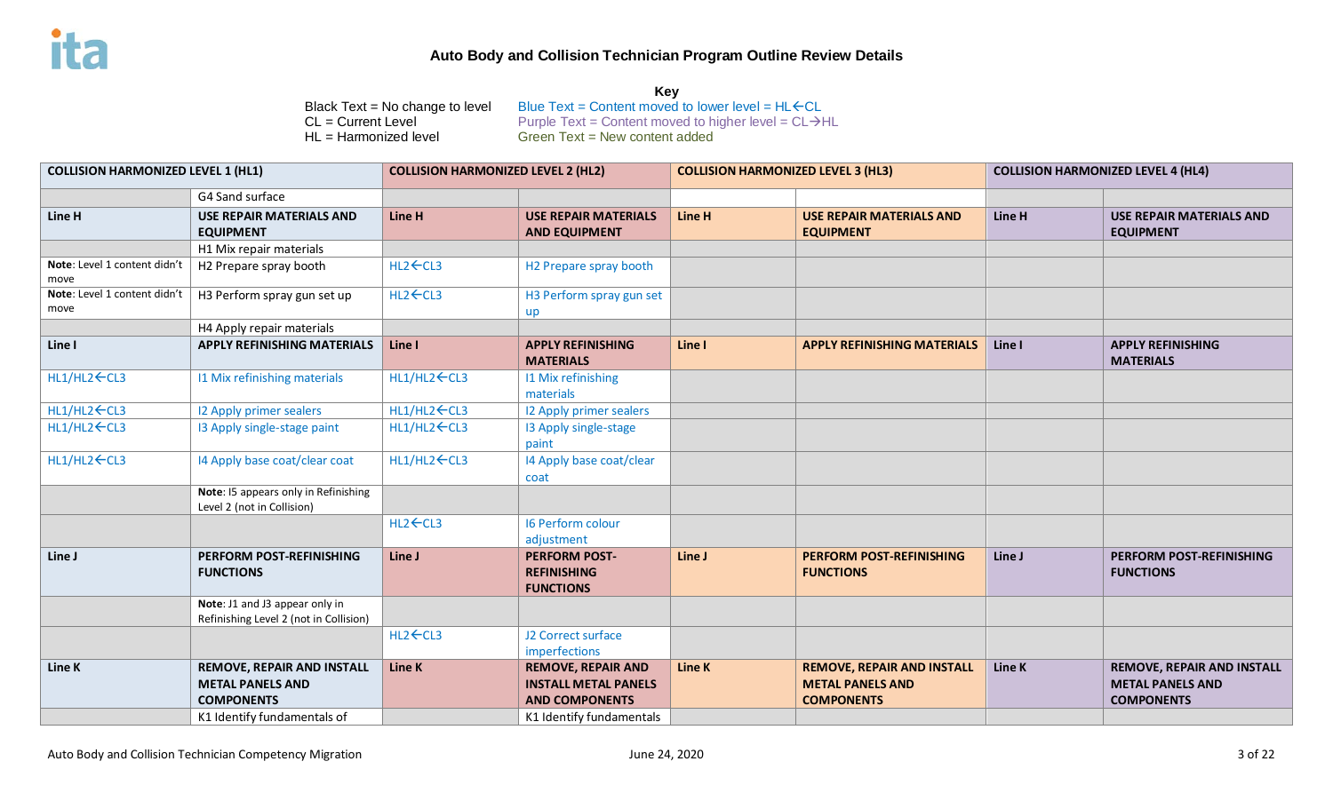# Auto Body and Collision Technician Program Outline Review Details

**Key**

Black Text = No change to level
CL = Current Level
HL = Harmonized level

Blue Text = Content moved to lower level = HL←CL
Purple Text = Content moved to higher level = CL→HL
Green Text = New content added

| COLLISION HARMONIZED LEVEL 1 (HL1) | | COLLISION HARMONIZED LEVEL 2 (HL2) | | COLLISION HARMONIZED LEVEL 3 (HL3) | | COLLISION HARMONIZED LEVEL 4 (HL4) | |
|---|---|---|---|---|---|---|---|
| | G4 Sand surface | | | | | | |
| **Line H** | **USE REPAIR MATERIALS AND EQUIPMENT** | **Line H** | **USE REPAIR MATERIALS AND EQUIPMENT** | **Line H** | **USE REPAIR MATERIALS AND EQUIPMENT** | **Line H** | **USE REPAIR MATERIALS AND EQUIPMENT** |
| | H1 Mix repair materials | | | | | | |
| **Note**: Level 1 content didn't move | H2 Prepare spray booth | HL2←CL3 | H2 Prepare spray booth | | | | |
| **Note**: Level 1 content didn't move | H3 Perform spray gun set up | HL2←CL3 | H3 Perform spray gun set up | | | | |
| | H4 Apply repair materials | | | | | | |
| **Line I** | **APPLY REFINISHING MATERIALS** | **Line I** | **APPLY REFINISHING MATERIALS** | **Line I** | **APPLY REFINISHING MATERIALS** | **Line I** | **APPLY REFINISHING MATERIALS** |
| HL1/HL2←CL3 | I1 Mix refinishing materials | HL1/HL2←CL3 | I1 Mix refinishing materials | | | | |
| HL1/HL2←CL3 | I2 Apply primer sealers | HL1/HL2←CL3 | I2 Apply primer sealers | | | | |
| HL1/HL2←CL3 | I3 Apply single-stage paint | HL1/HL2←CL3 | I3 Apply single-stage paint | | | | |
| HL1/HL2←CL3 | I4 Apply base coat/clear coat | HL1/HL2←CL3 | I4 Apply base coat/clear coat | | | | |
| | **Note**: I5 appears only in Refinishing Level 2 (not in Collision) | | | | | | |
| | | HL2←CL3 | I6 Perform colour adjustment | | | | |
| **Line J** | **PERFORM POST-REFINISHING FUNCTIONS** | **Line J** | **PERFORM POST-REFINISHING FUNCTIONS** | **Line J** | **PERFORM POST-REFINISHING FUNCTIONS** | **Line J** | **PERFORM POST-REFINISHING FUNCTIONS** |
| | **Note**: J1 and J3 appear only in Refinishing Level 2 (not in Collision) | | | | | | |
| | | HL2←CL3 | J2 Correct surface imperfections | | | | |
| **Line K** | **REMOVE, REPAIR AND INSTALL METAL PANELS AND COMPONENTS** | **Line K** | **REMOVE, REPAIR AND INSTALL METAL PANELS AND COMPONENTS** | **Line K** | **REMOVE, REPAIR AND INSTALL METAL PANELS AND COMPONENTS** | **Line K** | **REMOVE, REPAIR AND INSTALL METAL PANELS AND COMPONENTS** |
| | K1 Identify fundamentals of | | K1 Identify fundamentals | | | | |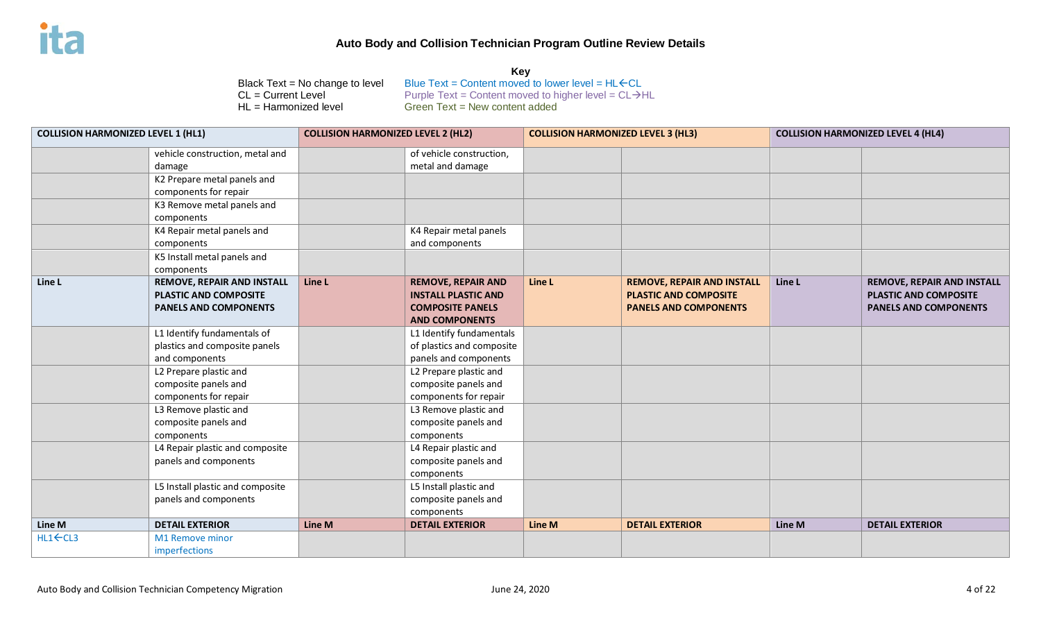## Auto Body and Collision Technician Program Outline Review Details

**Key**

Black Text = No change to level
CL = Current Level
HL = Harmonized level

Blue Text = Content moved to lower level = HL←CL
Purple Text = Content moved to higher level = CL→HL
Green Text = New content added

| COLLISION HARMONIZED LEVEL 1 (HL1) | | COLLISION HARMONIZED LEVEL 2 (HL2) | | COLLISION HARMONIZED LEVEL 3 (HL3) | | COLLISION HARMONIZED LEVEL 4 (HL4) | |
|---|---|---|---|---|---|---|---|
| | vehicle construction, metal and damage | | of vehicle construction, metal and damage | | | | |
| | K2 Prepare metal panels and components for repair | | | | | | |
| | K3 Remove metal panels and components | | | | | | |
| | K4 Repair metal panels and components | | K4 Repair metal panels and components | | | | |
| | K5 Install metal panels and components | | | | | | |
| **Line L** | **REMOVE, REPAIR AND INSTALL PLASTIC AND COMPOSITE PANELS AND COMPONENTS** | **Line L** | **REMOVE, REPAIR AND INSTALL PLASTIC AND COMPOSITE PANELS AND COMPONENTS** | **Line L** | **REMOVE, REPAIR AND INSTALL PLASTIC AND COMPOSITE PANELS AND COMPONENTS** | **Line L** | **REMOVE, REPAIR AND INSTALL PLASTIC AND COMPOSITE PANELS AND COMPONENTS** |
| | L1 Identify fundamentals of plastics and composite panels and components | | L1 Identify fundamentals of plastics and composite panels and components | | | | |
| | L2 Prepare plastic and composite panels and components for repair | | L2 Prepare plastic and composite panels and components for repair | | | | |
| | L3 Remove plastic and composite panels and components | | L3 Remove plastic and composite panels and components | | | | |
| | L4 Repair plastic and composite panels and components | | L4 Repair plastic and composite panels and components | | | | |
| | L5 Install plastic and composite panels and components | | L5 Install plastic and composite panels and components | | | | |
| **Line M** | **DETAIL EXTERIOR** | **Line M** | **DETAIL EXTERIOR** | **Line M** | **DETAIL EXTERIOR** | **Line M** | **DETAIL EXTERIOR** |
| HL1←CL3 | M1 Remove minor imperfections | | | | | | |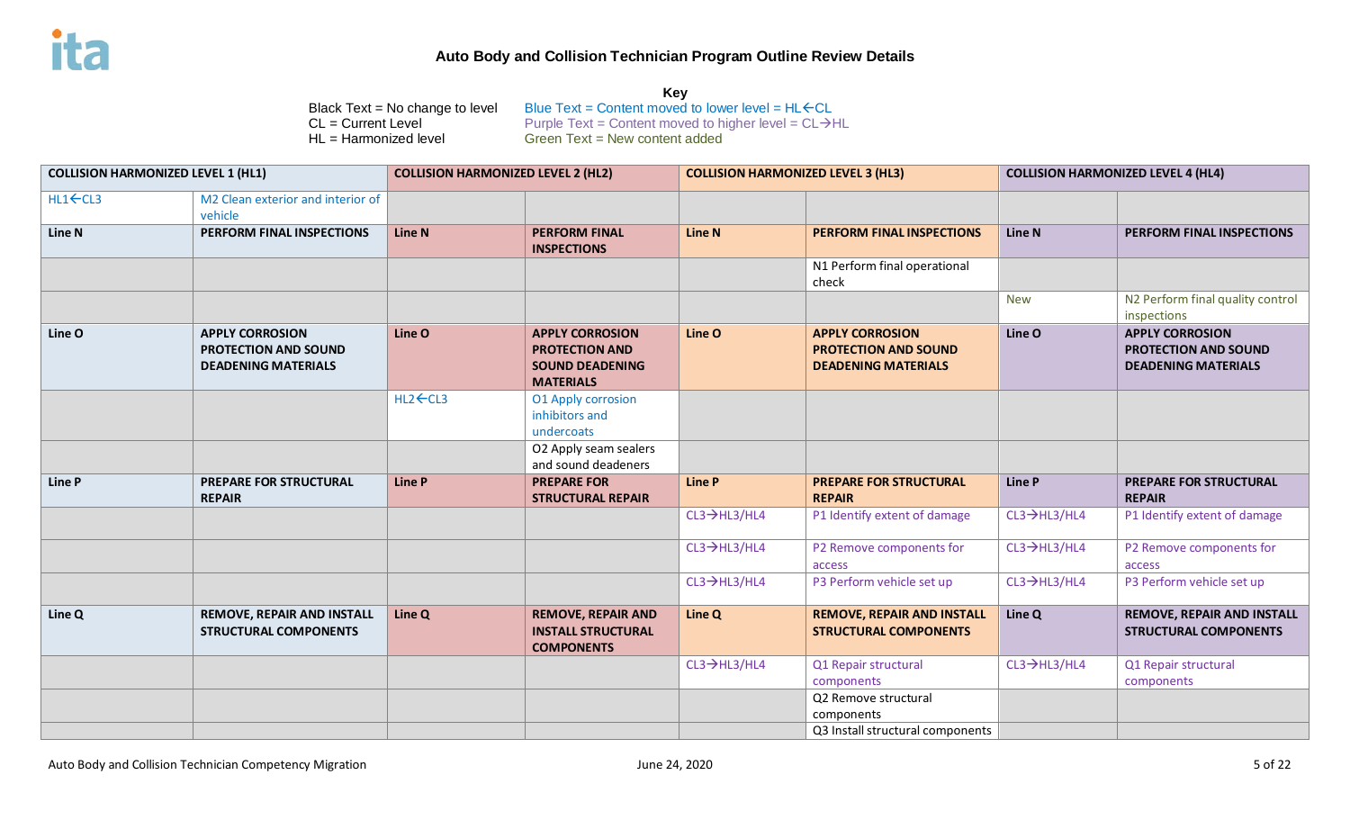**Auto Body and Collision Technician Program Outline Review Details**

**Key**

Black Text = No change to level
CL = Current Level
HL = Harmonized level

Blue Text = Content moved to lower level = HL←CL
Purple Text = Content moved to higher level = CL→HL
Green Text = New content added

| COLLISION HARMONIZED LEVEL 1 (HL1) | | COLLISION HARMONIZED LEVEL 2 (HL2) | | COLLISION HARMONIZED LEVEL 3 (HL3) | | COLLISION HARMONIZED LEVEL 4 (HL4) | |
|---|---|---|---|---|---|---|---|
| HL1←CL3 | M2 Clean exterior and interior of vehicle | | | | | | |
| **Line N** | **PERFORM FINAL INSPECTIONS** | **Line N** | **PERFORM FINAL INSPECTIONS** | **Line N** | **PERFORM FINAL INSPECTIONS** | **Line N** | **PERFORM FINAL INSPECTIONS** |
| | | | | | N1 Perform final operational check | | |
| | | | | | | New | N2 Perform final quality control inspections |
| **Line O** | **APPLY CORROSION PROTECTION AND SOUND DEADENING MATERIALS** | **Line O** | **APPLY CORROSION PROTECTION AND SOUND DEADENING MATERIALS** | **Line O** | **APPLY CORROSION PROTECTION AND SOUND DEADENING MATERIALS** | **Line O** | **APPLY CORROSION PROTECTION AND SOUND DEADENING MATERIALS** |
| | | HL2←CL3 | O1 Apply corrosion inhibitors and undercoats | | | | |
| | | | O2 Apply seam sealers and sound deadeners | | | | |
| **Line P** | **PREPARE FOR STRUCTURAL REPAIR** | **Line P** | **PREPARE FOR STRUCTURAL REPAIR** | **Line P** | **PREPARE FOR STRUCTURAL REPAIR** | **Line P** | **PREPARE FOR STRUCTURAL REPAIR** |
| | | | | CL3→HL3/HL4 | P1 Identify extent of damage | CL3→HL3/HL4 | P1 Identify extent of damage |
| | | | | CL3→HL3/HL4 | P2 Remove components for access | CL3→HL3/HL4 | P2 Remove components for access |
| | | | | CL3→HL3/HL4 | P3 Perform vehicle set up | CL3→HL3/HL4 | P3 Perform vehicle set up |
| **Line Q** | **REMOVE, REPAIR AND INSTALL STRUCTURAL COMPONENTS** | **Line Q** | **REMOVE, REPAIR AND INSTALL STRUCTURAL COMPONENTS** | **Line Q** | **REMOVE, REPAIR AND INSTALL STRUCTURAL COMPONENTS** | **Line Q** | **REMOVE, REPAIR AND INSTALL STRUCTURAL COMPONENTS** |
| | | | | CL3→HL3/HL4 | Q1 Repair structural components | CL3→HL3/HL4 | Q1 Repair structural components |
| | | | | | Q2 Remove structural components | | |
| | | | | | Q3 Install structural components | | |

Auto Body and Collision Technician Competency Migration — June 24, 2020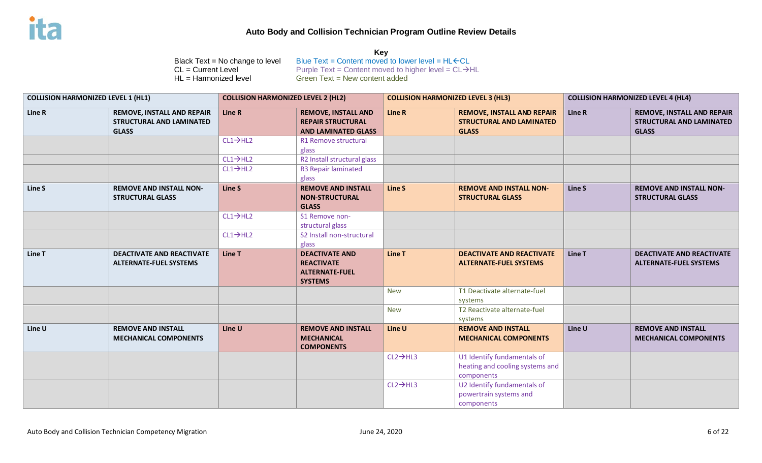## Auto Body and Collision Technician Program Outline Review Details

**Key**

Black Text = No change to level
CL = Current Level
HL = Harmonized level

Blue Text = Content moved to lower level = HL←CL
Purple Text = Content moved to higher level = CL→HL
Green Text = New content added

| COLLISION HARMONIZED LEVEL 1 (HL1) | | COLLISION HARMONIZED LEVEL 2 (HL2) | | COLLISION HARMONIZED LEVEL 3 (HL3) | | COLLISION HARMONIZED LEVEL 4 (HL4) | |
|---|---|---|---|---|---|---|---|
| **Line R** | **REMOVE, INSTALL AND REPAIR STRUCTURAL AND LAMINATED GLASS** | **Line R** | **REMOVE, INSTALL AND REPAIR STRUCTURAL AND LAMINATED GLASS** | **Line R** | **REMOVE, INSTALL AND REPAIR STRUCTURAL AND LAMINATED GLASS** | **Line R** | **REMOVE, INSTALL AND REPAIR STRUCTURAL AND LAMINATED GLASS** |
| | | CL1→HL2 | R1 Remove structural glass | | | | |
| | | CL1→HL2 | R2 Install structural glass | | | | |
| | | CL1→HL2 | R3 Repair laminated glass | | | | |
| **Line S** | **REMOVE AND INSTALL NON-STRUCTURAL GLASS** | **Line S** | **REMOVE AND INSTALL NON-STRUCTURAL GLASS** | **Line S** | **REMOVE AND INSTALL NON-STRUCTURAL GLASS** | **Line S** | **REMOVE AND INSTALL NON-STRUCTURAL GLASS** |
| | | CL1→HL2 | S1 Remove non-structural glass | | | | |
| | | CL1→HL2 | S2 Install non-structural glass | | | | |
| **Line T** | **DEACTIVATE AND REACTIVATE ALTERNATE-FUEL SYSTEMS** | **Line T** | **DEACTIVATE AND REACTIVATE ALTERNATE-FUEL SYSTEMS** | **Line T** | **DEACTIVATE AND REACTIVATE ALTERNATE-FUEL SYSTEMS** | **Line T** | **DEACTIVATE AND REACTIVATE ALTERNATE-FUEL SYSTEMS** |
| | | | | New | T1 Deactivate alternate-fuel systems | | |
| | | | | New | T2 Reactivate alternate-fuel systems | | |
| **Line U** | **REMOVE AND INSTALL MECHANICAL COMPONENTS** | **Line U** | **REMOVE AND INSTALL MECHANICAL COMPONENTS** | **Line U** | **REMOVE AND INSTALL MECHANICAL COMPONENTS** | **Line U** | **REMOVE AND INSTALL MECHANICAL COMPONENTS** |
| | | | | CL2→HL3 | U1 Identify fundamentals of heating and cooling systems and components | | |
| | | | | CL2→HL3 | U2 Identify fundamentals of powertrain systems and components | | |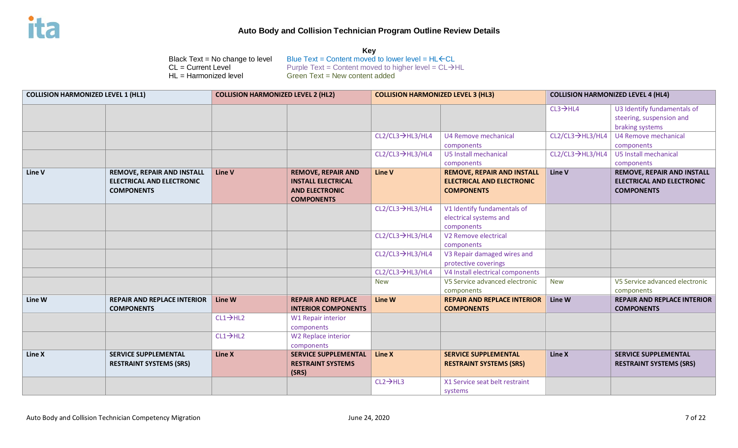# Auto Body and Collision Technician Program Outline Review Details

**Key**

Black Text = No change to level
CL = Current Level
HL = Harmonized level

Blue Text = Content moved to lower level = HL←CL
Purple Text = Content moved to higher level = CL→HL
Green Text = New content added

| COLLISION HARMONIZED LEVEL 1 (HL1) | | COLLISION HARMONIZED LEVEL 2 (HL2) | | COLLISION HARMONIZED LEVEL 3 (HL3) | | COLLISION HARMONIZED LEVEL 4 (HL4) | |
|---|---|---|---|---|---|---|---|
| | | | | | | CL3→HL4 | U3 Identify fundamentals of steering, suspension and braking systems |
| | | | | CL2/CL3→HL3/HL4 | U4 Remove mechanical components | CL2/CL3→HL3/HL4 | U4 Remove mechanical components |
| | | | | CL2/CL3→HL3/HL4 | U5 Install mechanical components | CL2/CL3→HL3/HL4 | U5 Install mechanical components |
| **Line V** | **REMOVE, REPAIR AND INSTALL ELECTRICAL AND ELECTRONIC COMPONENTS** | **Line V** | **REMOVE, REPAIR AND INSTALL ELECTRICAL AND ELECTRONIC COMPONENTS** | **Line V** | **REMOVE, REPAIR AND INSTALL ELECTRICAL AND ELECTRONIC COMPONENTS** | **Line V** | **REMOVE, REPAIR AND INSTALL ELECTRICAL AND ELECTRONIC COMPONENTS** |
| | | | | CL2/CL3→HL3/HL4 | V1 Identify fundamentals of electrical systems and components | | |
| | | | | CL2/CL3→HL3/HL4 | V2 Remove electrical components | | |
| | | | | CL2/CL3→HL3/HL4 | V3 Repair damaged wires and protective coverings | | |
| | | | | CL2/CL3→HL3/HL4 | V4 Install electrical components | | |
| | | | | New | V5 Service advanced electronic components | New | V5 Service advanced electronic components |
| **Line W** | **REPAIR AND REPLACE INTERIOR COMPONENTS** | **Line W** | **REPAIR AND REPLACE INTERIOR COMPONENTS** | **Line W** | **REPAIR AND REPLACE INTERIOR COMPONENTS** | **Line W** | **REPAIR AND REPLACE INTERIOR COMPONENTS** |
| | | CL1→HL2 | W1 Repair interior components | | | | |
| | | CL1→HL2 | W2 Replace interior components | | | | |
| **Line X** | **SERVICE SUPPLEMENTAL RESTRAINT SYSTEMS (SRS)** | **Line X** | **SERVICE SUPPLEMENTAL RESTRAINT SYSTEMS (SRS)** | **Line X** | **SERVICE SUPPLEMENTAL RESTRAINT SYSTEMS (SRS)** | **Line X** | **SERVICE SUPPLEMENTAL RESTRAINT SYSTEMS (SRS)** |
| | | | | CL2→HL3 | X1 Service seat belt restraint systems | | |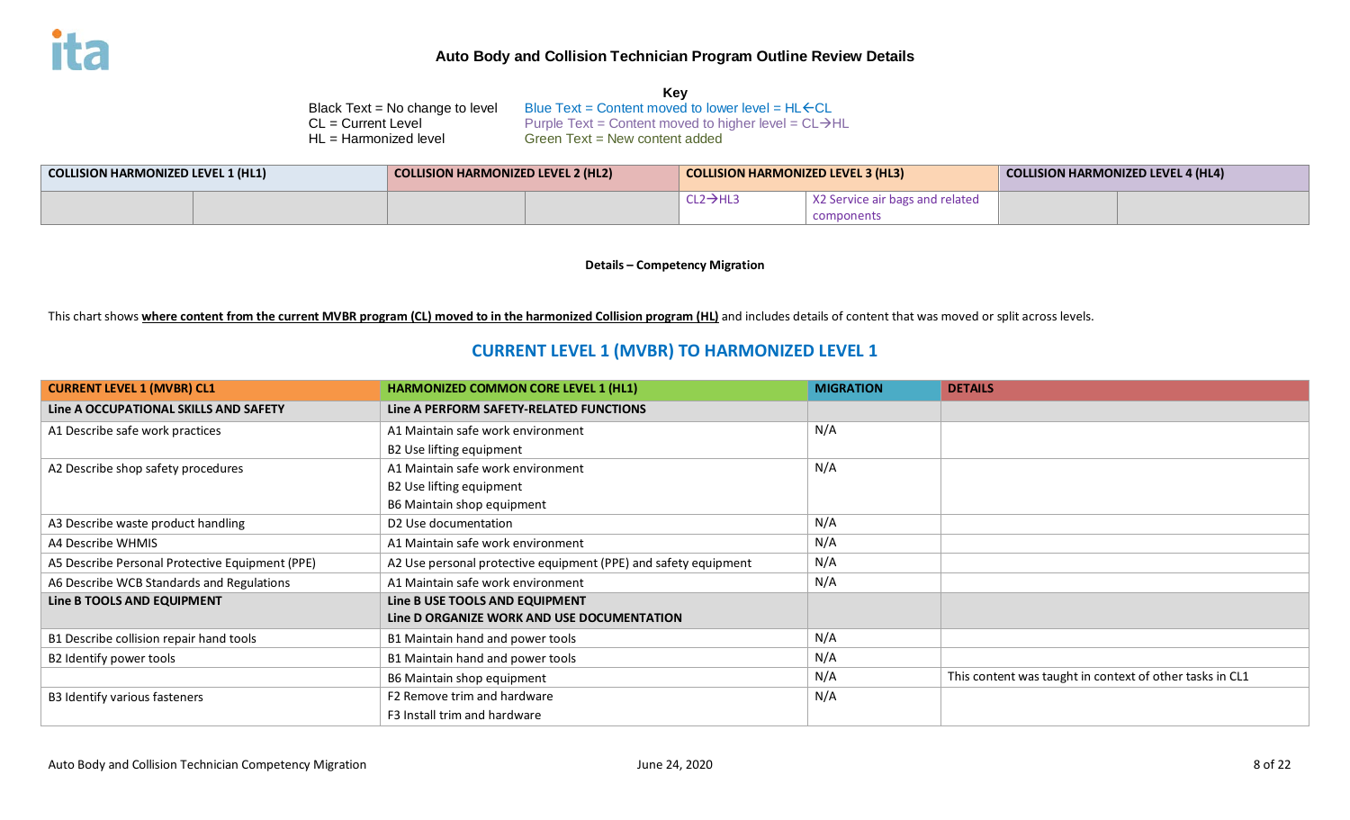# Auto Body and Collision Technician Program Outline Review Details

**Key**

Black Text = No change to level
CL = Current Level
HL = Harmonized level

Blue Text = Content moved to lower level = HL←CL
Purple Text = Content moved to higher level = CL→HL
Green Text = New content added

| COLLISION HARMONIZED LEVEL 1 (HL1) | | COLLISION HARMONIZED LEVEL 2 (HL2) | | COLLISION HARMONIZED LEVEL 3 (HL3) | | COLLISION HARMONIZED LEVEL 4 (HL4) | |
|---|---|---|---|---|---|---|---|
| | | | | CL2→HL3 | X2 Service air bags and related components | | |

**Details – Competency Migration**

This chart shows **where content from the current MVBR program (CL) moved to in the harmonized Collision program (HL)** and includes details of content that was moved or split across levels.

## CURRENT LEVEL 1 (MVBR) TO HARMONIZED LEVEL 1

| CURRENT LEVEL 1 (MVBR) CL1 | HARMONIZED COMMON CORE LEVEL 1 (HL1) | MIGRATION | DETAILS |
|---|---|---|---|
| **Line A OCCUPATIONAL SKILLS AND SAFETY** | **Line A PERFORM SAFETY-RELATED FUNCTIONS** | | |
| A1 Describe safe work practices | A1 Maintain safe work environment<br>B2 Use lifting equipment | N/A | |
| A2 Describe shop safety procedures | A1 Maintain safe work environment<br>B2 Use lifting equipment<br>B6 Maintain shop equipment | N/A | |
| A3 Describe waste product handling | D2 Use documentation | N/A | |
| A4 Describe WHMIS | A1 Maintain safe work environment | N/A | |
| A5 Describe Personal Protective Equipment (PPE) | A2 Use personal protective equipment (PPE) and safety equipment | N/A | |
| A6 Describe WCB Standards and Regulations | A1 Maintain safe work environment | N/A | |
| **Line B TOOLS AND EQUIPMENT** | **Line B USE TOOLS AND EQUIPMENT**<br>**Line D ORGANIZE WORK AND USE DOCUMENTATION** | | |
| B1 Describe collision repair hand tools | B1 Maintain hand and power tools | N/A | |
| B2 Identify power tools | B1 Maintain hand and power tools | N/A | |
| | B6 Maintain shop equipment | N/A | This content was taught in context of other tasks in CL1 |
| B3 Identify various fasteners | F2 Remove trim and hardware<br>F3 Install trim and hardware | N/A | |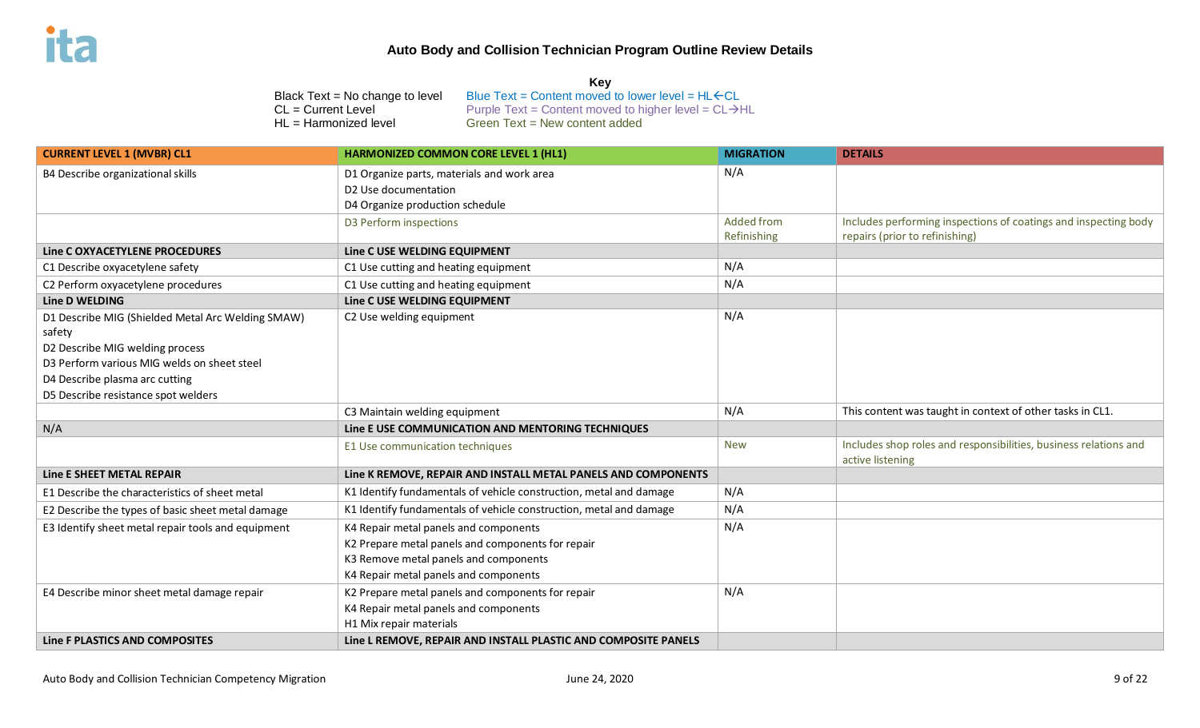# Auto Body and Collision Technician Program Outline Review Details

**Key**

Black Text = No change to level
CL = Current Level
HL = Harmonized level

Blue Text = Content moved to lower level = HL←CL
Purple Text = Content moved to higher level = CL→HL
Green Text = New content added

| CURRENT LEVEL 1 (MVBR) CL1 | HARMONIZED COMMON CORE LEVEL 1 (HL1) | MIGRATION | DETAILS |
|---|---|---|---|
| B4 Describe organizational skills | D1 Organize parts, materials and work area<br>D2 Use documentation<br>D4 Organize production schedule | N/A | |
| | D3 Perform inspections | Added from Refinishing | Includes performing inspections of coatings and inspecting body repairs (prior to refinishing) |
| **Line C OXYACETYLENE PROCEDURES** | **Line C USE WELDING EQUIPMENT** | | |
| C1 Describe oxyacetylene safety | C1 Use cutting and heating equipment | N/A | |
| C2 Perform oxyacetylene procedures | C1 Use cutting and heating equipment | N/A | |
| **Line D WELDING** | **Line C USE WELDING EQUIPMENT** | | |
| D1 Describe MIG (Shielded Metal Arc Welding SMAW) safety<br>D2 Describe MIG welding process<br>D3 Perform various MIG welds on sheet steel<br>D4 Describe plasma arc cutting<br>D5 Describe resistance spot welders | C2 Use welding equipment | N/A | |
| | C3 Maintain welding equipment | N/A | This content was taught in context of other tasks in CL1. |
| N/A | **Line E USE COMMUNICATION AND MENTORING TECHNIQUES** | | |
| | E1 Use communication techniques | New | Includes shop roles and responsibilities, business relations and active listening |
| **Line E SHEET METAL REPAIR** | **Line K REMOVE, REPAIR AND INSTALL METAL PANELS AND COMPONENTS** | | |
| E1 Describe the characteristics of sheet metal | K1 Identify fundamentals of vehicle construction, metal and damage | N/A | |
| E2 Describe the types of basic sheet metal damage | K1 Identify fundamentals of vehicle construction, metal and damage | N/A | |
| E3 Identify sheet metal repair tools and equipment | K4 Repair metal panels and components<br>K2 Prepare metal panels and components for repair<br>K3 Remove metal panels and components<br>K4 Repair metal panels and components | N/A | |
| E4 Describe minor sheet metal damage repair | K2 Prepare metal panels and components for repair<br>K4 Repair metal panels and components<br>H1 Mix repair materials | N/A | |
| **Line F PLASTICS AND COMPOSITES** | **Line L REMOVE, REPAIR AND INSTALL PLASTIC AND COMPOSITE PANELS** | | |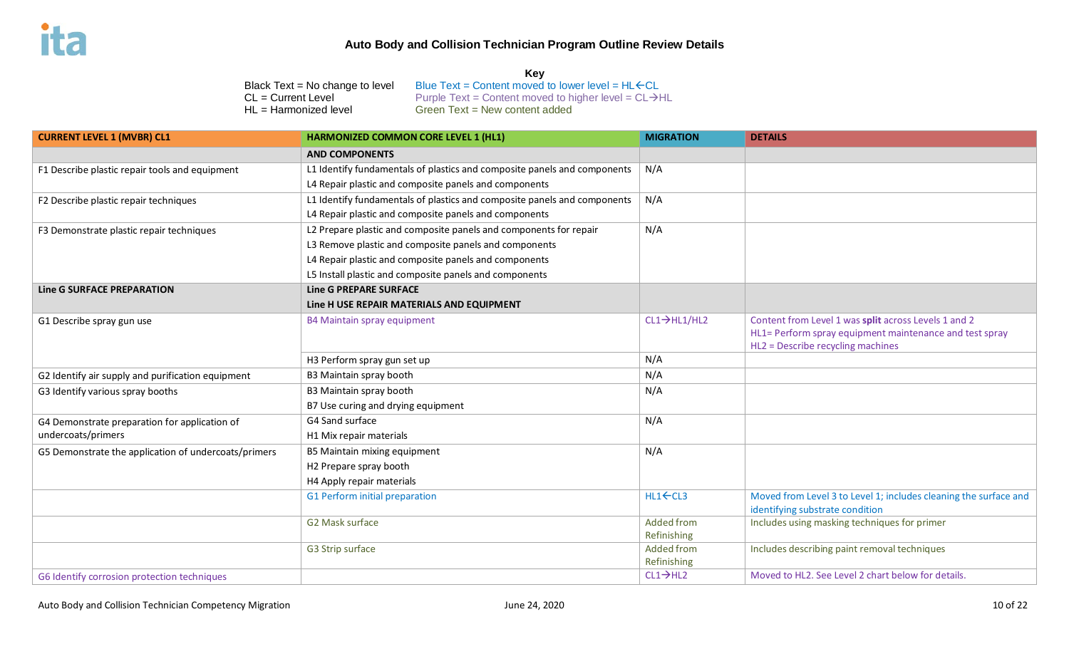# Auto Body and Collision Technician Program Outline Review Details

**Key**

Black Text = No change to level
CL = Current Level
HL = Harmonized level

Blue Text = Content moved to lower level = HL←CL
Purple Text = Content moved to higher level = CL→HL
Green Text = New content added

| CURRENT LEVEL 1 (MVBR) CL1 | HARMONIZED COMMON CORE LEVEL 1 (HL1) | MIGRATION | DETAILS |
|---|---|---|---|
| | **AND COMPONENTS** | | |
| F1 Describe plastic repair tools and equipment | L1 Identify fundamentals of plastics and composite panels and components<br>L4 Repair plastic and composite panels and components | N/A | |
| F2 Describe plastic repair techniques | L1 Identify fundamentals of plastics and composite panels and components<br>L4 Repair plastic and composite panels and components | N/A | |
| F3 Demonstrate plastic repair techniques | L2 Prepare plastic and composite panels and components for repair<br>L3 Remove plastic and composite panels and components<br>L4 Repair plastic and composite panels and components<br>L5 Install plastic and composite panels and components | N/A | |
| **Line G SURFACE PREPARATION** | **Line G PREPARE SURFACE**<br>**Line H USE REPAIR MATERIALS AND EQUIPMENT** | | |
| G1 Describe spray gun use | B4 Maintain spray equipment | CL1→HL1/HL2 | Content from Level 1 was **split** across Levels 1 and 2<br>HL1= Perform spray equipment maintenance and test spray<br>HL2 = Describe recycling machines |
| | H3 Perform spray gun set up | N/A | |
| G2 Identify air supply and purification equipment | B3 Maintain spray booth | N/A | |
| G3 Identify various spray booths | B3 Maintain spray booth<br>B7 Use curing and drying equipment | N/A | |
| G4 Demonstrate preparation for application of undercoats/primers | G4 Sand surface<br>H1 Mix repair materials | N/A | |
| G5 Demonstrate the application of undercoats/primers | B5 Maintain mixing equipment<br>H2 Prepare spray booth<br>H4 Apply repair materials | N/A | |
| | G1 Perform initial preparation | HL1←CL3 | Moved from Level 3 to Level 1; includes cleaning the surface and identifying substrate condition |
| | G2 Mask surface | Added from Refinishing | Includes using masking techniques for primer |
| | G3 Strip surface | Added from Refinishing | Includes describing paint removal techniques |
| G6 Identify corrosion protection techniques | | CL1→HL2 | Moved to HL2. See Level 2 chart below for details. |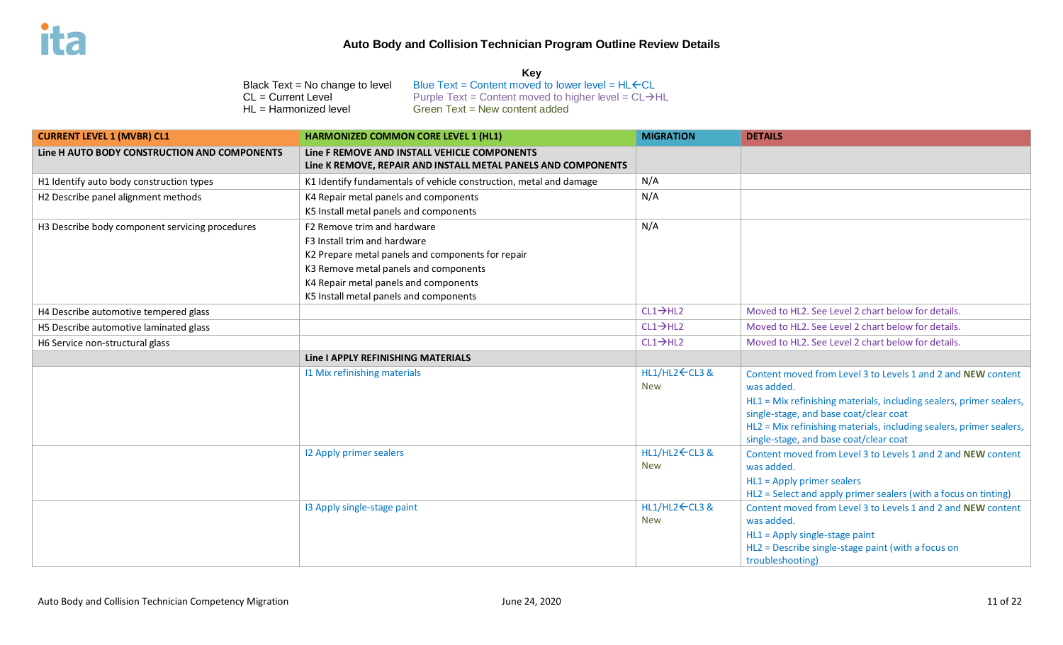## Auto Body and Collision Technician Program Outline Review Details

**Key**

Black Text = No change to level
CL = Current Level
HL = Harmonized level

Blue Text = Content moved to lower level = HL←CL
Purple Text = Content moved to higher level = CL→HL
Green Text = New content added

| CURRENT LEVEL 1 (MVBR) CL1 | HARMONIZED COMMON CORE LEVEL 1 (HL1) | MIGRATION | DETAILS |
|---|---|---|---|
| **Line H AUTO BODY CONSTRUCTION AND COMPONENTS** | **Line F REMOVE AND INSTALL VEHICLE COMPONENTS**<br>**Line K REMOVE, REPAIR AND INSTALL METAL PANELS AND COMPONENTS** | | |
| H1 Identify auto body construction types | K1 Identify fundamentals of vehicle construction, metal and damage | N/A | |
| H2 Describe panel alignment methods | K4 Repair metal panels and components<br>K5 Install metal panels and components | N/A | |
| H3 Describe body component servicing procedures | F2 Remove trim and hardware<br>F3 Install trim and hardware<br>K2 Prepare metal panels and components for repair<br>K3 Remove metal panels and components<br>K4 Repair metal panels and components<br>K5 Install metal panels and components | N/A | |
| H4 Describe automotive tempered glass | | CL1→HL2 | Moved to HL2. See Level 2 chart below for details. |
| H5 Describe automotive laminated glass | | CL1→HL2 | Moved to HL2. See Level 2 chart below for details. |
| H6 Service non-structural glass | | CL1→HL2 | Moved to HL2. See Level 2 chart below for details. |
| | **Line I APPLY REFINISHING MATERIALS** | | |
| | I1 Mix refinishing materials | HL1/HL2←CL3 & New | Content moved from Level 3 to Levels 1 and 2 and **NEW** content was added.<br>HL1 = Mix refinishing materials, including sealers, primer sealers, single-stage, and base coat/clear coat<br>HL2 = Mix refinishing materials, including sealers, primer sealers, single-stage, and base coat/clear coat |
| | I2 Apply primer sealers | HL1/HL2←CL3 & New | Content moved from Level 3 to Levels 1 and 2 and **NEW** content was added.<br>HL1 = Apply primer sealers<br>HL2 = Select and apply primer sealers (with a focus on tinting) |
| | I3 Apply single-stage paint | HL1/HL2←CL3 & New | Content moved from Level 3 to Levels 1 and 2 and **NEW** content was added.<br>HL1 = Apply single-stage paint<br>HL2 = Describe single-stage paint (with a focus on troubleshooting) |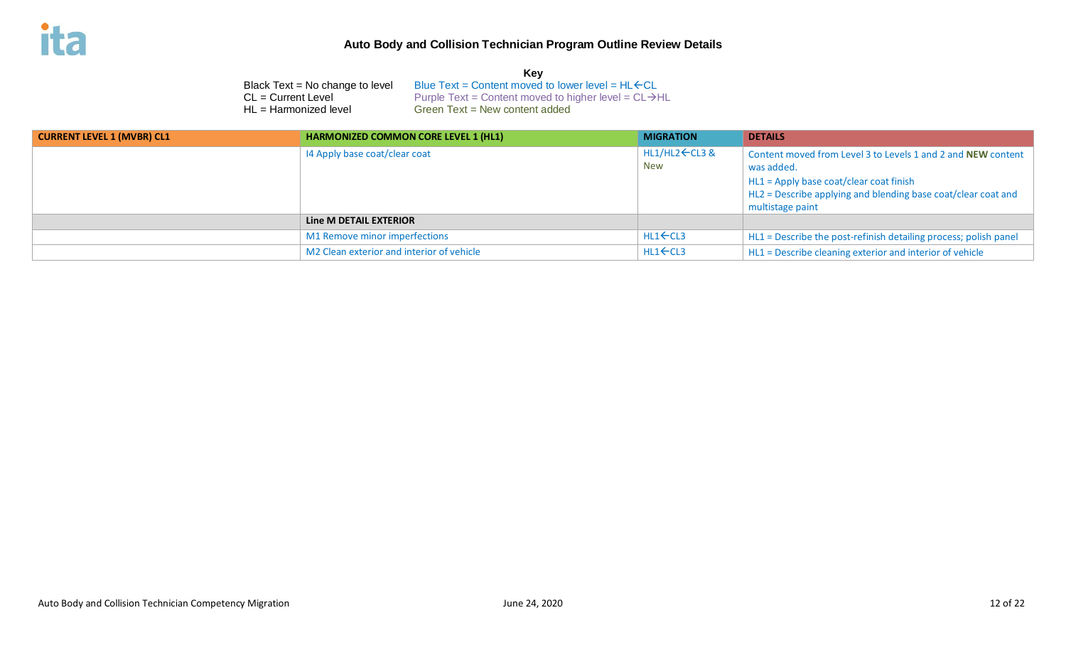# Auto Body and Collision Technician Program Outline Review Details

**Key**

Black Text = No change to level
CL = Current Level
HL = Harmonized level

Blue Text = Content moved to lower level = HL←CL
Purple Text = Content moved to higher level = CL→HL
Green Text = New content added

| CURRENT LEVEL 1 (MVBR) CL1 | HARMONIZED COMMON CORE LEVEL 1 (HL1) | MIGRATION | DETAILS |
|---|---|---|---|
| | I4 Apply base coat/clear coat | HL1/HL2←CL3 & New | Content moved from Level 3 to Levels 1 and 2 and **NEW** content was added.<br>HL1 = Apply base coat/clear coat finish<br>HL2 = Describe applying and blending base coat/clear coat and multistage paint |
| | **Line M DETAIL EXTERIOR** | | |
| | M1 Remove minor imperfections | HL1←CL3 | HL1 = Describe the post-refinish detailing process; polish panel |
| | M2 Clean exterior and interior of vehicle | HL1←CL3 | HL1 = Describe cleaning exterior and interior of vehicle |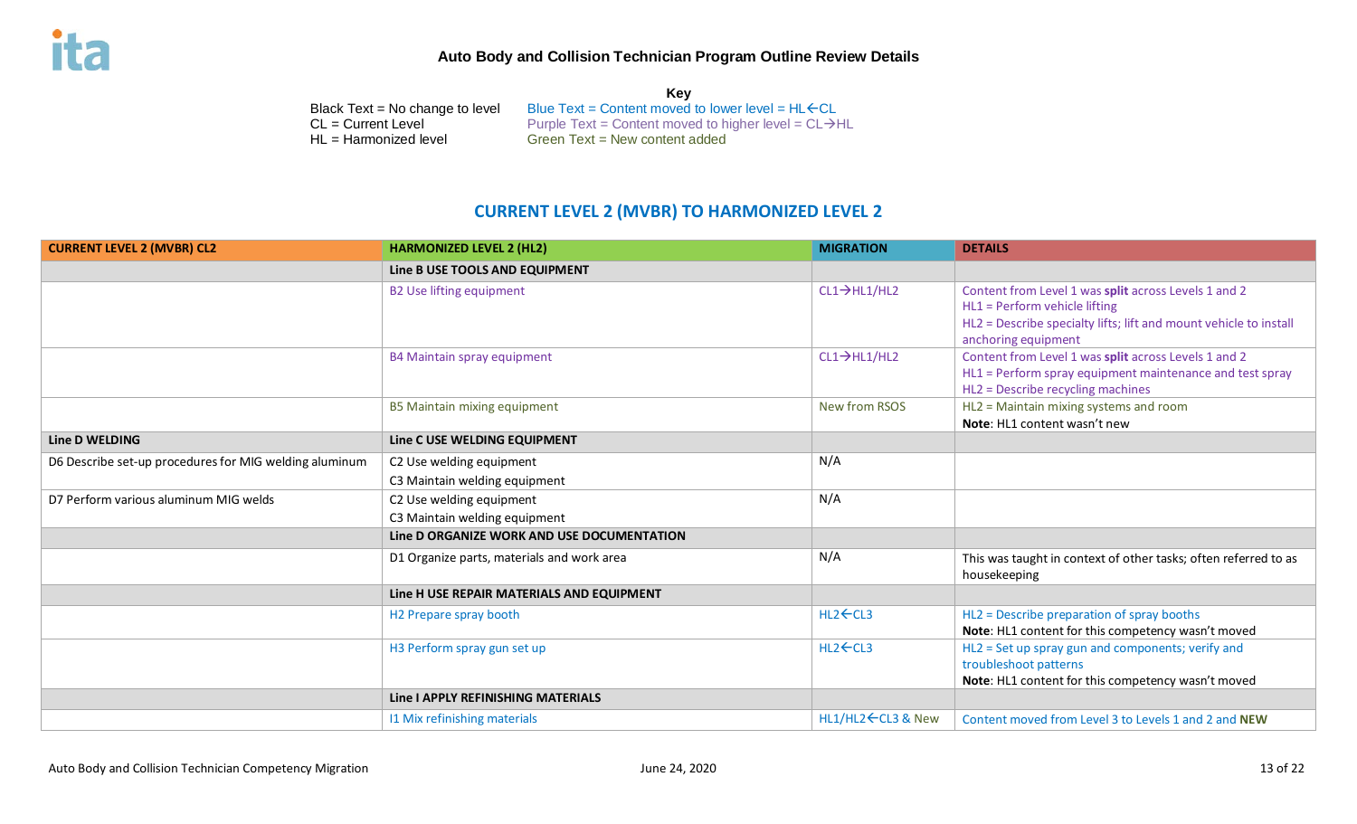## Auto Body and Collision Technician Program Outline Review Details

**Key**

Black Text = No change to level
CL = Current Level
HL = Harmonized level

Blue Text = Content moved to lower level = HL←CL
Purple Text = Content moved to higher level = CL→HL
Green Text = New content added

## CURRENT LEVEL 2 (MVBR) TO HARMONIZED LEVEL 2

| CURRENT LEVEL 2 (MVBR) CL2 | HARMONIZED LEVEL 2 (HL2) | MIGRATION | DETAILS |
|---|---|---|---|
| | **Line B USE TOOLS AND EQUIPMENT** | | |
| | B2 Use lifting equipment | CL1→HL1/HL2 | Content from Level 1 was **split** across Levels 1 and 2<br>HL1 = Perform vehicle lifting<br>HL2 = Describe specialty lifts; lift and mount vehicle to install anchoring equipment |
| | B4 Maintain spray equipment | CL1→HL1/HL2 | Content from Level 1 was **split** across Levels 1 and 2<br>HL1 = Perform spray equipment maintenance and test spray<br>HL2 = Describe recycling machines |
| | B5 Maintain mixing equipment | New from RSOS | HL2 = Maintain mixing systems and room<br>**Note**: HL1 content wasn't new |
| **Line D WELDING** | **Line C USE WELDING EQUIPMENT** | | |
| D6 Describe set-up procedures for MIG welding aluminum | C2 Use welding equipment<br>C3 Maintain welding equipment | N/A | |
| D7 Perform various aluminum MIG welds | C2 Use welding equipment<br>C3 Maintain welding equipment | N/A | |
| | **Line D ORGANIZE WORK AND USE DOCUMENTATION** | | |
| | D1 Organize parts, materials and work area | N/A | This was taught in context of other tasks; often referred to as housekeeping |
| | **Line H USE REPAIR MATERIALS AND EQUIPMENT** | | |
| | H2 Prepare spray booth | HL2←CL3 | HL2 = Describe preparation of spray booths<br>**Note**: HL1 content for this competency wasn't moved |
| | H3 Perform spray gun set up | HL2←CL3 | HL2 = Set up spray gun and components; verify and troubleshoot patterns<br>**Note**: HL1 content for this competency wasn't moved |
| | **Line I APPLY REFINISHING MATERIALS** | | |
| | I1 Mix refinishing materials | HL1/HL2←CL3 & New | Content moved from Level 3 to Levels 1 and 2 and **NEW** |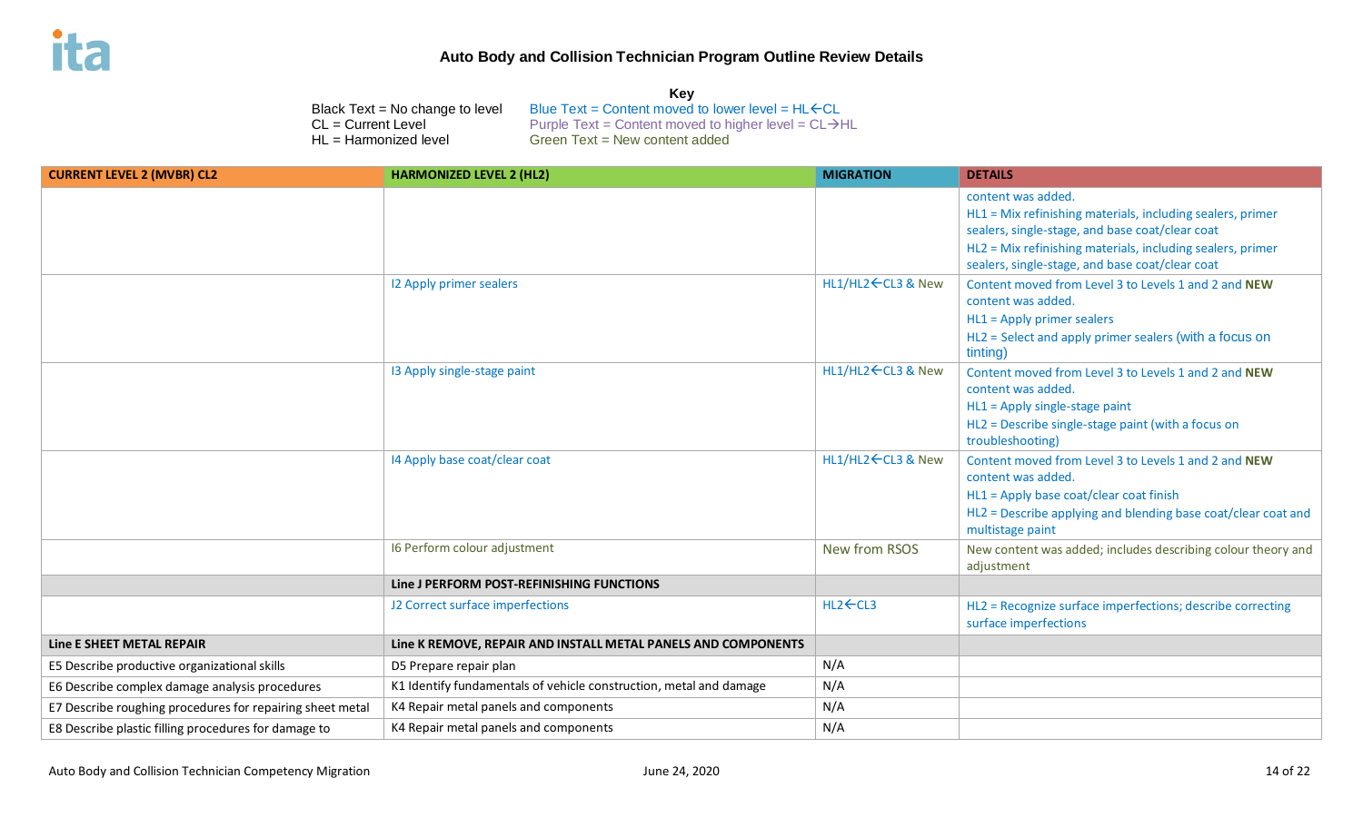## Auto Body and Collision Technician Program Outline Review Details

**Key**

Black Text = No change to level
CL = Current Level
HL = Harmonized level

Blue Text = Content moved to lower level = HL←CL
Purple Text = Content moved to higher level = CL→HL
Green Text = New content added

| CURRENT LEVEL 2 (MVBR) CL2 | HARMONIZED LEVEL 2 (HL2) | MIGRATION | DETAILS |
|---|---|---|---|
| | | | content was added.<br>HL1 = Mix refinishing materials, including sealers, primer sealers, single-stage, and base coat/clear coat<br>HL2 = Mix refinishing materials, including sealers, primer sealers, single-stage, and base coat/clear coat |
| | I2 Apply primer sealers | HL1/HL2←CL3 & New | Content moved from Level 3 to Levels 1 and 2 and **NEW** content was added.<br>HL1 = Apply primer sealers<br>HL2 = Select and apply primer sealers (with a focus on tinting) |
| | I3 Apply single-stage paint | HL1/HL2←CL3 & New | Content moved from Level 3 to Levels 1 and 2 and **NEW** content was added.<br>HL1 = Apply single-stage paint<br>HL2 = Describe single-stage paint (with a focus on troubleshooting) |
| | I4 Apply base coat/clear coat | HL1/HL2←CL3 & New | Content moved from Level 3 to Levels 1 and 2 and **NEW** content was added.<br>HL1 = Apply base coat/clear coat finish<br>HL2 = Describe applying and blending base coat/clear coat and multistage paint |
| | I6 Perform colour adjustment | New from RSOS | New content was added; includes describing colour theory and adjustment |
| | **Line J PERFORM POST-REFINISHING FUNCTIONS** | | |
| | J2 Correct surface imperfections | HL2←CL3 | HL2 = Recognize surface imperfections; describe correcting surface imperfections |
| **Line E SHEET METAL REPAIR** | **Line K REMOVE, REPAIR AND INSTALL METAL PANELS AND COMPONENTS** | | |
| E5 Describe productive organizational skills | D5 Prepare repair plan | N/A | |
| E6 Describe complex damage analysis procedures | K1 Identify fundamentals of vehicle construction, metal and damage | N/A | |
| E7 Describe roughing procedures for repairing sheet metal | K4 Repair metal panels and components | N/A | |
| E8 Describe plastic filling procedures for damage to | K4 Repair metal panels and components | N/A | |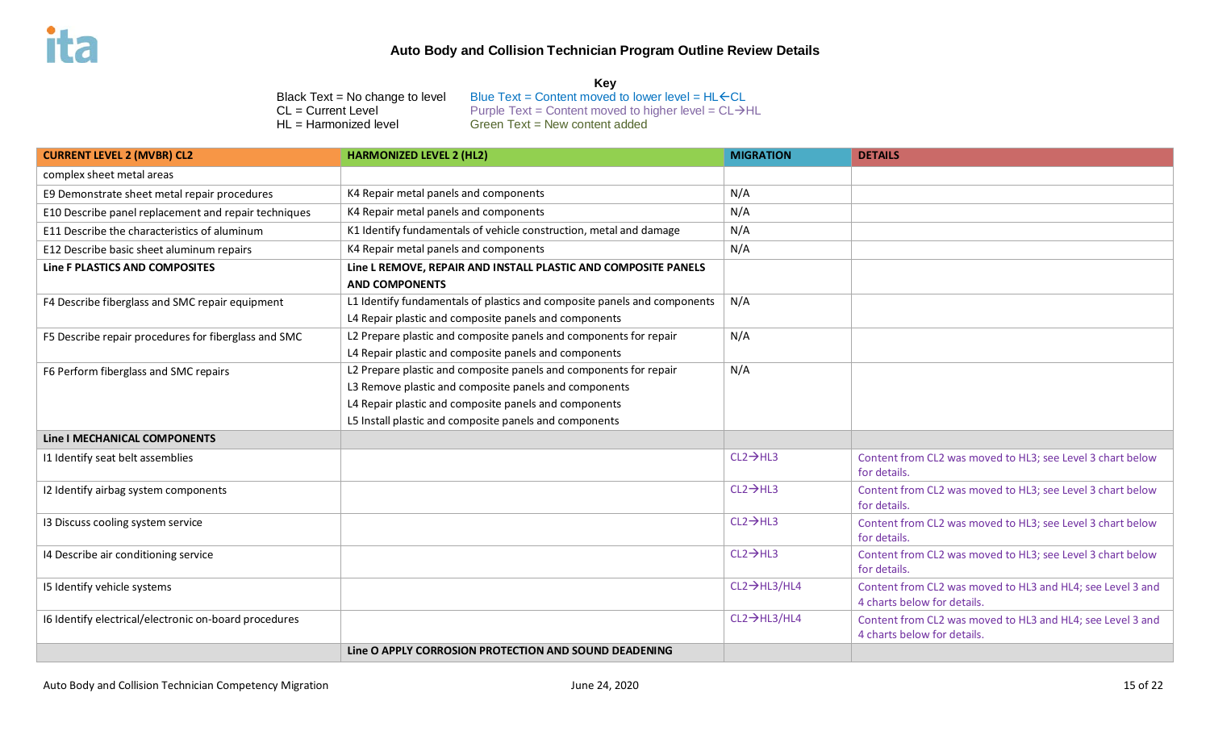# Auto Body and Collision Technician Program Outline Review Details

**Key**

Black Text = No change to level
CL = Current Level
HL = Harmonized level

Blue Text = Content moved to lower level = HL←CL
Purple Text = Content moved to higher level = CL→HL
Green Text = New content added

| CURRENT LEVEL 2 (MVBR) CL2 | HARMONIZED LEVEL 2 (HL2) | MIGRATION | DETAILS |
|---|---|---|---|
| complex sheet metal areas | | | |
| E9 Demonstrate sheet metal repair procedures | K4 Repair metal panels and components | N/A | |
| E10 Describe panel replacement and repair techniques | K4 Repair metal panels and components | N/A | |
| E11 Describe the characteristics of aluminum | K1 Identify fundamentals of vehicle construction, metal and damage | N/A | |
| E12 Describe basic sheet aluminum repairs | K4 Repair metal panels and components | N/A | |
| **Line F PLASTICS AND COMPOSITES** | **Line L REMOVE, REPAIR AND INSTALL PLASTIC AND COMPOSITE PANELS AND COMPONENTS** | | |
| F4 Describe fiberglass and SMC repair equipment | L1 Identify fundamentals of plastics and composite panels and components<br>L4 Repair plastic and composite panels and components | N/A | |
| F5 Describe repair procedures for fiberglass and SMC | L2 Prepare plastic and composite panels and components for repair<br>L4 Repair plastic and composite panels and components | N/A | |
| F6 Perform fiberglass and SMC repairs | L2 Prepare plastic and composite panels and components for repair<br>L3 Remove plastic and composite panels and components<br>L4 Repair plastic and composite panels and components<br>L5 Install plastic and composite panels and components | N/A | |
| **Line I MECHANICAL COMPONENTS** | | | |
| I1 Identify seat belt assemblies | | CL2→HL3 | Content from CL2 was moved to HL3; see Level 3 chart below for details. |
| I2 Identify airbag system components | | CL2→HL3 | Content from CL2 was moved to HL3; see Level 3 chart below for details. |
| I3 Discuss cooling system service | | CL2→HL3 | Content from CL2 was moved to HL3; see Level 3 chart below for details. |
| I4 Describe air conditioning service | | CL2→HL3 | Content from CL2 was moved to HL3; see Level 3 chart below for details. |
| I5 Identify vehicle systems | | CL2→HL3/HL4 | Content from CL2 was moved to HL3 and HL4; see Level 3 and 4 charts below for details. |
| I6 Identify electrical/electronic on-board procedures | | CL2→HL3/HL4 | Content from CL2 was moved to HL3 and HL4; see Level 3 and 4 charts below for details. |
| | **Line O APPLY CORROSION PROTECTION AND SOUND DEADENING** | | |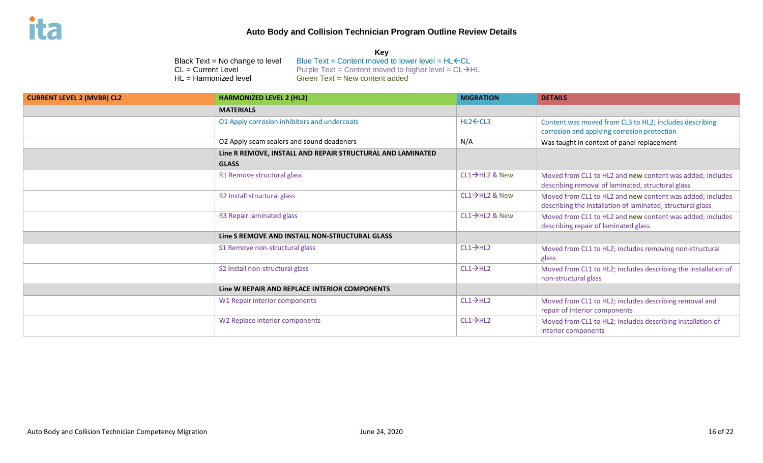# Auto Body and Collision Technician Program Outline Review Details

**Key**

Black Text = No change to level
CL = Current Level
HL = Harmonized level

Blue Text = Content moved to lower level = HL←CL
Purple Text = Content moved to higher level = CL→HL
Green Text = New content added

| CURRENT LEVEL 2 (MVBR) CL2 | HARMONIZED LEVEL 2 (HL2) | MIGRATION | DETAILS |
|---|---|---|---|
| | **MATERIALS** | | |
| | O1 Apply corrosion inhibitors and undercoats | HL2←CL3 | Content was moved from CL3 to HL2; includes describing corrosion and applying corrosion protection |
| | O2 Apply seam sealers and sound deadeners | N/A | Was taught in context of panel replacement |
| | **Line R REMOVE, INSTALL AND REPAIR STRUCTURAL AND LAMINATED GLASS** | | |
| | R1 Remove structural glass | CL1→HL2 & New | Moved from CL1 to HL2 and **new** content was added; includes describing removal of laminated, structural glass |
| | R2 Install structural glass | CL1→HL2 & New | Moved from CL1 to HL2 and **new** content was added; includes describing the installation of laminated, structural glass |
| | R3 Repair laminated glass | CL1→HL2 & New | Moved from CL1 to HL2 and **new** content was added; includes describing repair of laminated glass |
| | **Line S REMOVE AND INSTALL NON-STRUCTURAL GLASS** | | |
| | S1 Remove non-structural glass | CL1→HL2 | Moved from CL1 to HL2; includes removing non-structural glass |
| | S2 Install non-structural glass | CL1→HL2 | Moved from CL1 to HL2; includes describing the installation of non-structural glass |
| | **Line W REPAIR AND REPLACE INTERIOR COMPONENTS** | | |
| | W1 Repair interior components | CL1→HL2 | Moved from CL1 to HL2; includes describing removal and repair of interior components |
| | W2 Replace interior components | CL1→HL2 | Moved from CL1 to HL2; includes describing installation of interior components |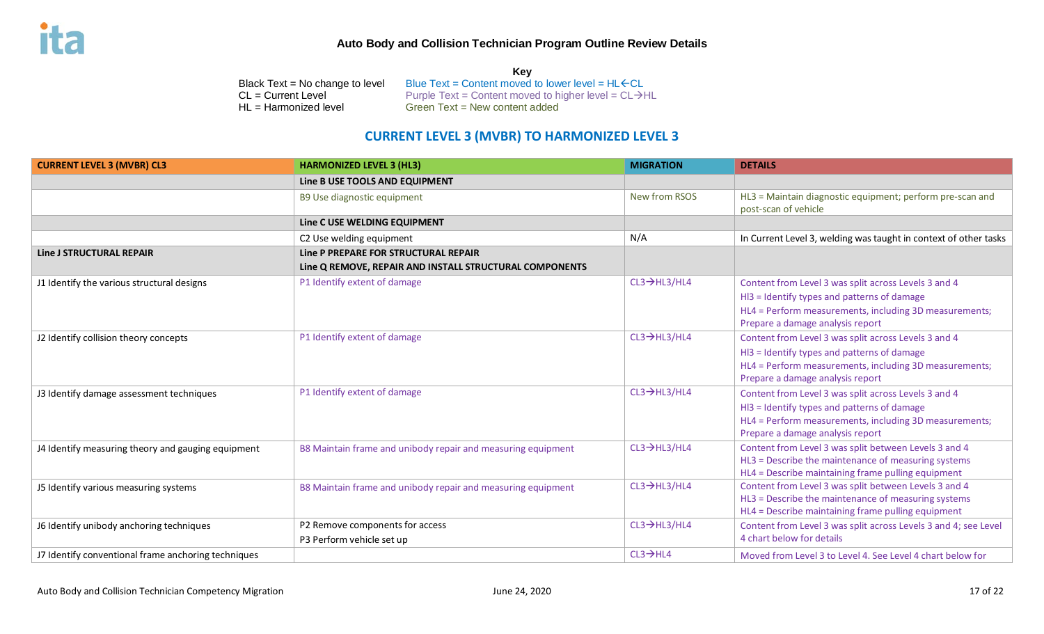# Auto Body and Collision Technician Program Outline Review Details

**Key**

Black Text = No change to level
CL = Current Level
HL = Harmonized level

Blue Text = Content moved to lower level = HL←CL
Purple Text = Content moved to higher level = CL→HL
Green Text = New content added

## CURRENT LEVEL 3 (MVBR) TO HARMONIZED LEVEL 3

| CURRENT LEVEL 3 (MVBR) CL3 | HARMONIZED LEVEL 3 (HL3) | MIGRATION | DETAILS |
|---|---|---|---|
| | **Line B USE TOOLS AND EQUIPMENT** | | |
| | B9 Use diagnostic equipment | New from RSOS | HL3 = Maintain diagnostic equipment; perform pre-scan and post-scan of vehicle |
| | **Line C USE WELDING EQUIPMENT** | | |
| | C2 Use welding equipment | N/A | In Current Level 3, welding was taught in context of other tasks |
| **Line J STRUCTURAL REPAIR** | **Line P PREPARE FOR STRUCTURAL REPAIR**<br>**Line Q REMOVE, REPAIR AND INSTALL STRUCTURAL COMPONENTS** | | |
| J1 Identify the various structural designs | P1 Identify extent of damage | CL3→HL3/HL4 | Content from Level 3 was split across Levels 3 and 4<br>Hl3 = Identify types and patterns of damage<br>HL4 = Perform measurements, including 3D measurements; Prepare a damage analysis report |
| J2 Identify collision theory concepts | P1 Identify extent of damage | CL3→HL3/HL4 | Content from Level 3 was split across Levels 3 and 4<br>Hl3 = Identify types and patterns of damage<br>HL4 = Perform measurements, including 3D measurements; Prepare a damage analysis report |
| J3 Identify damage assessment techniques | P1 Identify extent of damage | CL3→HL3/HL4 | Content from Level 3 was split across Levels 3 and 4<br>Hl3 = Identify types and patterns of damage<br>HL4 = Perform measurements, including 3D measurements; Prepare a damage analysis report |
| J4 Identify measuring theory and gauging equipment | B8 Maintain frame and unibody repair and measuring equipment | CL3→HL3/HL4 | Content from Level 3 was split between Levels 3 and 4<br>HL3 = Describe the maintenance of measuring systems<br>HL4 = Describe maintaining frame pulling equipment |
| J5 Identify various measuring systems | B8 Maintain frame and unibody repair and measuring equipment | CL3→HL3/HL4 | Content from Level 3 was split between Levels 3 and 4<br>HL3 = Describe the maintenance of measuring systems<br>HL4 = Describe maintaining frame pulling equipment |
| J6 Identify unibody anchoring techniques | P2 Remove components for access<br>P3 Perform vehicle set up | CL3→HL3/HL4 | Content from Level 3 was split across Levels 3 and 4; see Level 4 chart below for details |
| J7 Identify conventional frame anchoring techniques | | CL3→HL4 | Moved from Level 3 to Level 4. See Level 4 chart below for |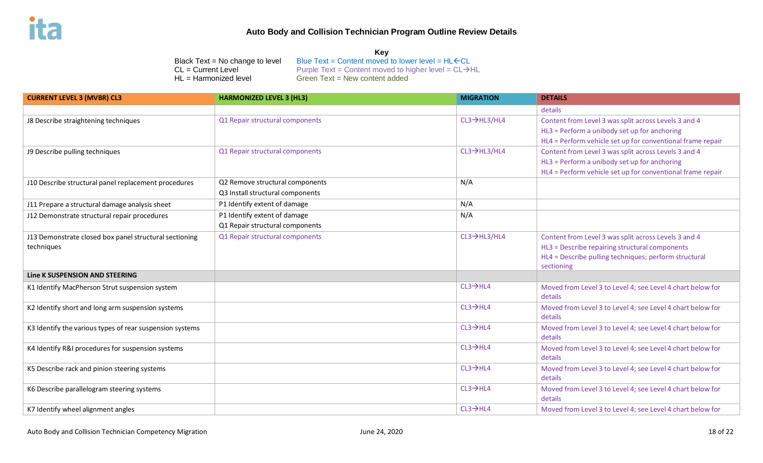# Auto Body and Collision Technician Program Outline Review Details

**Key**

Black Text = No change to level
CL = Current Level
HL = Harmonized level

Blue Text = Content moved to lower level = HL←CL
Purple Text = Content moved to higher level = CL→HL
Green Text = New content added

| CURRENT LEVEL 3 (MVBR) CL3 | HARMONIZED LEVEL 3 (HL3) | MIGRATION | DETAILS |
|---|---|---|---|
| | | | details |
| J8 Describe straightening techniques | Q1 Repair structural components | CL3→HL3/HL4 | Content from Level 3 was split across Levels 3 and 4<br>HL3 = Perform a unibody set up for anchoring<br>HL4 = Perform vehicle set up for conventional frame repair |
| J9 Describe pulling techniques | Q1 Repair structural components | CL3→HL3/HL4 | Content from Level 3 was split across Levels 3 and 4<br>HL3 = Perform a unibody set up for anchoring<br>HL4 = Perform vehicle set up for conventional frame repair |
| J10 Describe structural panel replacement procedures | Q2 Remove structural components<br>Q3 Install structural components | N/A | |
| J11 Prepare a structural damage analysis sheet | P1 Identify extent of damage | N/A | |
| J12 Demonstrate structural repair procedures | P1 Identify extent of damage<br>Q1 Repair structural components | N/A | |
| J13 Demonstrate closed box panel structural sectioning techniques | Q1 Repair structural components | CL3→HL3/HL4 | Content from Level 3 was split across Levels 3 and 4<br>HL3 = Describe repairing structural components<br>HL4 = Describe pulling techniques; perform structural sectioning |
| **Line K SUSPENSION AND STEERING** | | | |
| K1 Identify MacPherson Strut suspension system | | CL3→HL4 | Moved from Level 3 to Level 4; see Level 4 chart below for details |
| K2 Identify short and long arm suspension systems | | CL3→HL4 | Moved from Level 3 to Level 4; see Level 4 chart below for details |
| K3 Identify the various types of rear suspension systems | | CL3→HL4 | Moved from Level 3 to Level 4; see Level 4 chart below for details |
| K4 Identify R&I procedures for suspension systems | | CL3→HL4 | Moved from Level 3 to Level 4; see Level 4 chart below for details |
| K5 Describe rack and pinion steering systems | | CL3→HL4 | Moved from Level 3 to Level 4; see Level 4 chart below for details |
| K6 Describe parallelogram steering systems | | CL3→HL4 | Moved from Level 3 to Level 4; see Level 4 chart below for details |
| K7 Identify wheel alignment angles | | CL3→HL4 | Moved from Level 3 to Level 4; see Level 4 chart below for |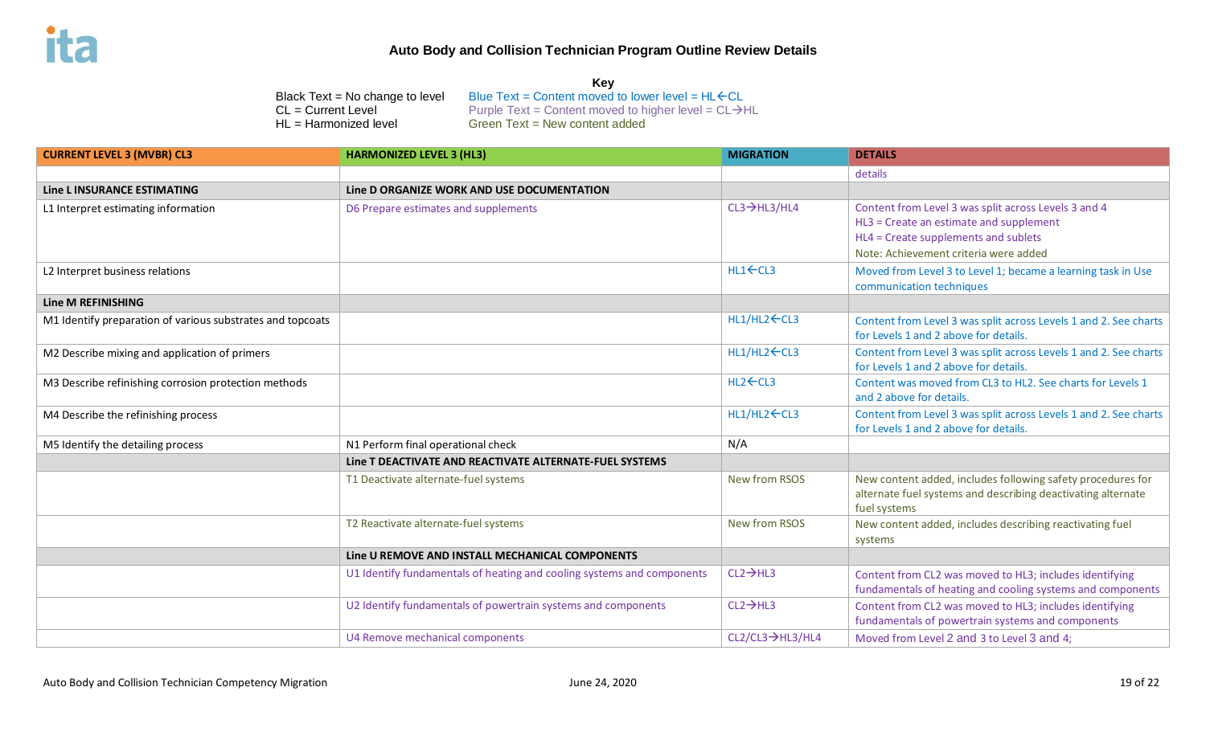# Auto Body and Collision Technician Program Outline Review Details

**Key**

Black Text = No change to level
CL = Current Level
HL = Harmonized level

Blue Text = Content moved to lower level = HL←CL
Purple Text = Content moved to higher level = CL→HL
Green Text = New content added

| CURRENT LEVEL 3 (MVBR) CL3 | HARMONIZED LEVEL 3 (HL3) | MIGRATION | DETAILS |
|---|---|---|---|
| | | | details |
| **Line L INSURANCE ESTIMATING** | **Line D ORGANIZE WORK AND USE DOCUMENTATION** | | |
| L1 Interpret estimating information | D6 Prepare estimates and supplements | CL3→HL3/HL4 | Content from Level 3 was split across Levels 3 and 4<br>HL3 = Create an estimate and supplement<br>HL4 = Create supplements and sublets<br>Note: Achievement criteria were added |
| L2 Interpret business relations | | HL1←CL3 | Moved from Level 3 to Level 1; became a learning task in Use communication techniques |
| **Line M REFINISHING** | | | |
| M1 Identify preparation of various substrates and topcoats | | HL1/HL2←CL3 | Content from Level 3 was split across Levels 1 and 2. See charts for Levels 1 and 2 above for details. |
| M2 Describe mixing and application of primers | | HL1/HL2←CL3 | Content from Level 3 was split across Levels 1 and 2. See charts for Levels 1 and 2 above for details. |
| M3 Describe refinishing corrosion protection methods | | HL2←CL3 | Content was moved from CL3 to HL2. See charts for Levels 1 and 2 above for details. |
| M4 Describe the refinishing process | | HL1/HL2←CL3 | Content from Level 3 was split across Levels 1 and 2. See charts for Levels 1 and 2 above for details. |
| M5 Identify the detailing process | N1 Perform final operational check | N/A | |
| | **Line T DEACTIVATE AND REACTIVATE ALTERNATE-FUEL SYSTEMS** | | |
| | T1 Deactivate alternate-fuel systems | New from RSOS | New content added, includes following safety procedures for alternate fuel systems and describing deactivating alternate fuel systems |
| | T2 Reactivate alternate-fuel systems | New from RSOS | New content added, includes describing reactivating fuel systems |
| | **Line U REMOVE AND INSTALL MECHANICAL COMPONENTS** | | |
| | U1 Identify fundamentals of heating and cooling systems and components | CL2→HL3 | Content from CL2 was moved to HL3; includes identifying fundamentals of heating and cooling systems and components |
| | U2 Identify fundamentals of powertrain systems and components | CL2→HL3 | Content from CL2 was moved to HL3; includes identifying fundamentals of powertrain systems and components |
| | U4 Remove mechanical components | CL2/CL3→HL3/HL4 | Moved from Level 2 and 3 to Level 3 and 4; |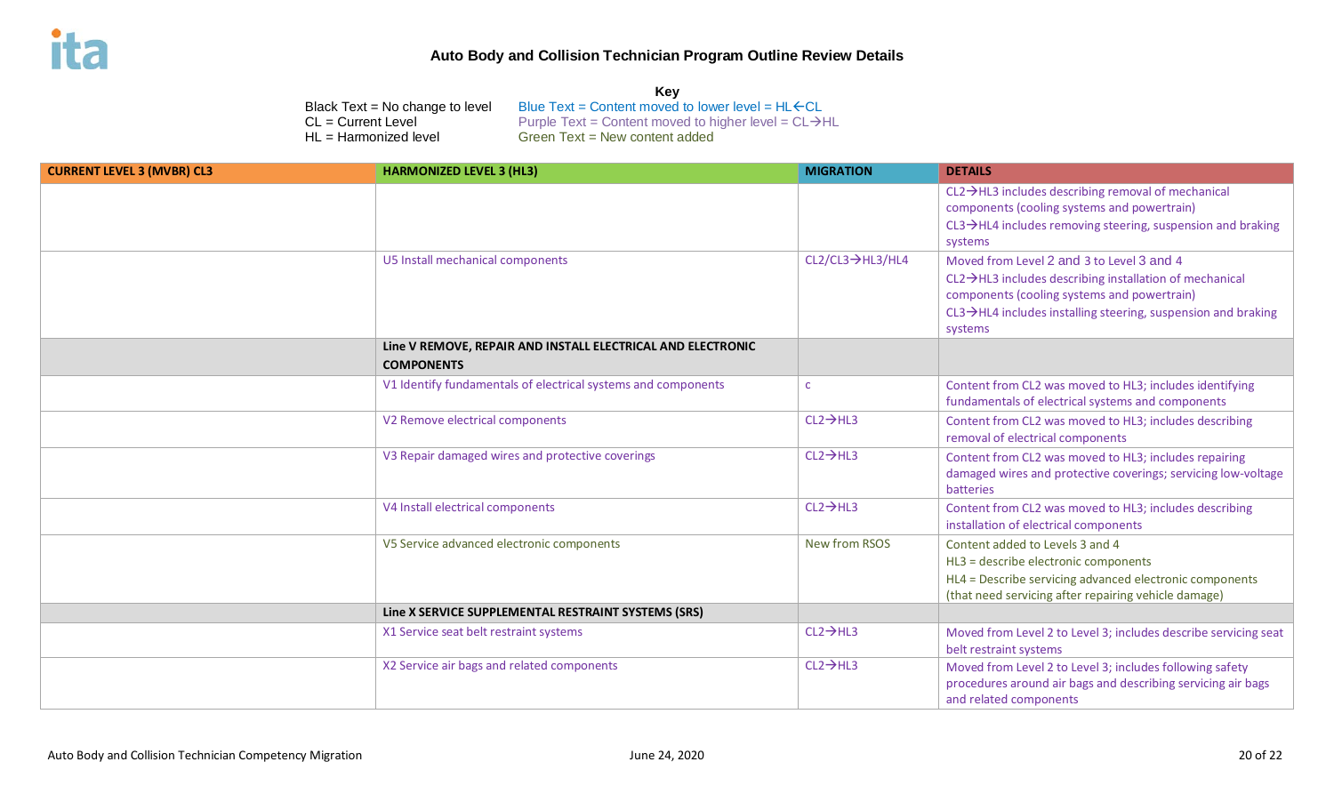# Auto Body and Collision Technician Program Outline Review Details

**Key**

Black Text = No change to level
CL = Current Level
HL = Harmonized level

Blue Text = Content moved to lower level = HL←CL
Purple Text = Content moved to higher level = CL→HL
Green Text = New content added

| CURRENT LEVEL 3 (MVBR) CL3 | HARMONIZED LEVEL 3 (HL3) | MIGRATION | DETAILS |
|---|---|---|---|
| | | | CL2→HL3 includes describing removal of mechanical components (cooling systems and powertrain)<br>CL3→HL4 includes removing steering, suspension and braking systems |
| | U5 Install mechanical components | CL2/CL3→HL3/HL4 | Moved from Level 2 and 3 to Level 3 and 4<br>CL2→HL3 includes describing installation of mechanical components (cooling systems and powertrain)<br>CL3→HL4 includes installing steering, suspension and braking systems |
| | **Line V REMOVE, REPAIR AND INSTALL ELECTRICAL AND ELECTRONIC COMPONENTS** | | |
| | V1 Identify fundamentals of electrical systems and components | c | Content from CL2 was moved to HL3; includes identifying fundamentals of electrical systems and components |
| | V2 Remove electrical components | CL2→HL3 | Content from CL2 was moved to HL3; includes describing removal of electrical components |
| | V3 Repair damaged wires and protective coverings | CL2→HL3 | Content from CL2 was moved to HL3; includes repairing damaged wires and protective coverings; servicing low-voltage batteries |
| | V4 Install electrical components | CL2→HL3 | Content from CL2 was moved to HL3; includes describing installation of electrical components |
| | V5 Service advanced electronic components | New from RSOS | Content added to Levels 3 and 4<br>HL3 = describe electronic components<br>HL4 = Describe servicing advanced electronic components (that need servicing after repairing vehicle damage) |
| | **Line X SERVICE SUPPLEMENTAL RESTRAINT SYSTEMS (SRS)** | | |
| | X1 Service seat belt restraint systems | CL2→HL3 | Moved from Level 2 to Level 3; includes describe servicing seat belt restraint systems |
| | X2 Service air bags and related components | CL2→HL3 | Moved from Level 2 to Level 3; includes following safety procedures around air bags and describing servicing air bags and related components |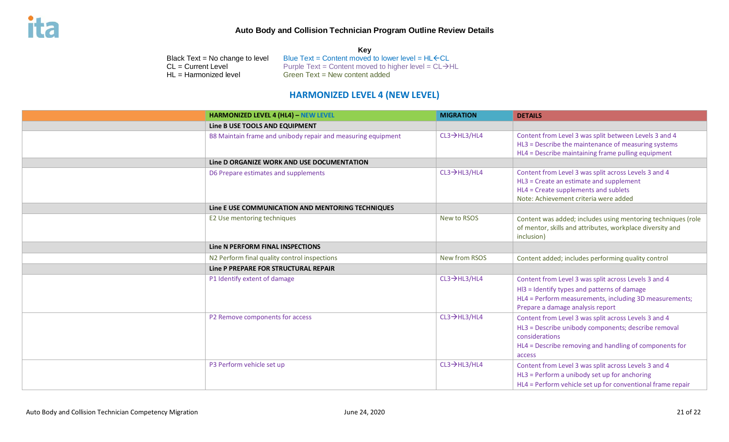## Auto Body and Collision Technician Program Outline Review Details

**Key**

Black Text = No change to level
CL = Current Level
HL = Harmonized level

Blue Text = Content moved to lower level = HL←CL
Purple Text = Content moved to higher level = CL→HL
Green Text = New content added

## HARMONIZED LEVEL 4 (NEW LEVEL)

| | HARMONIZED LEVEL 4 (HL4) – NEW LEVEL | MIGRATION | DETAILS |
|---|---|---|---|
| | **Line B USE TOOLS AND EQUIPMENT** | | |
| | B8 Maintain frame and unibody repair and measuring equipment | CL3→HL3/HL4 | Content from Level 3 was split between Levels 3 and 4<br>HL3 = Describe the maintenance of measuring systems<br>HL4 = Describe maintaining frame pulling equipment |
| | **Line D ORGANIZE WORK AND USE DOCUMENTATION** | | |
| | D6 Prepare estimates and supplements | CL3→HL3/HL4 | Content from Level 3 was split across Levels 3 and 4<br>HL3 = Create an estimate and supplement<br>HL4 = Create supplements and sublets<br>Note: Achievement criteria were added |
| | **Line E USE COMMUNICATION AND MENTORING TECHNIQUES** | | |
| | E2 Use mentoring techniques | New to RSOS | Content was added; includes using mentoring techniques (role of mentor, skills and attributes, workplace diversity and inclusion) |
| | **Line N PERFORM FINAL INSPECTIONS** | | |
| | N2 Perform final quality control inspections | New from RSOS | Content added; includes performing quality control |
| | **Line P PREPARE FOR STRUCTURAL REPAIR** | | |
| | P1 Identify extent of damage | CL3→HL3/HL4 | Content from Level 3 was split across Levels 3 and 4<br>Hl3 = Identify types and patterns of damage<br>HL4 = Perform measurements, including 3D measurements; Prepare a damage analysis report |
| | P2 Remove components for access | CL3→HL3/HL4 | Content from Level 3 was split across Levels 3 and 4<br>HL3 = Describe unibody components; describe removal considerations<br>HL4 = Describe removing and handling of components for access |
| | P3 Perform vehicle set up | CL3→HL3/HL4 | Content from Level 3 was split across Levels 3 and 4<br>HL3 = Perform a unibody set up for anchoring<br>HL4 = Perform vehicle set up for conventional frame repair |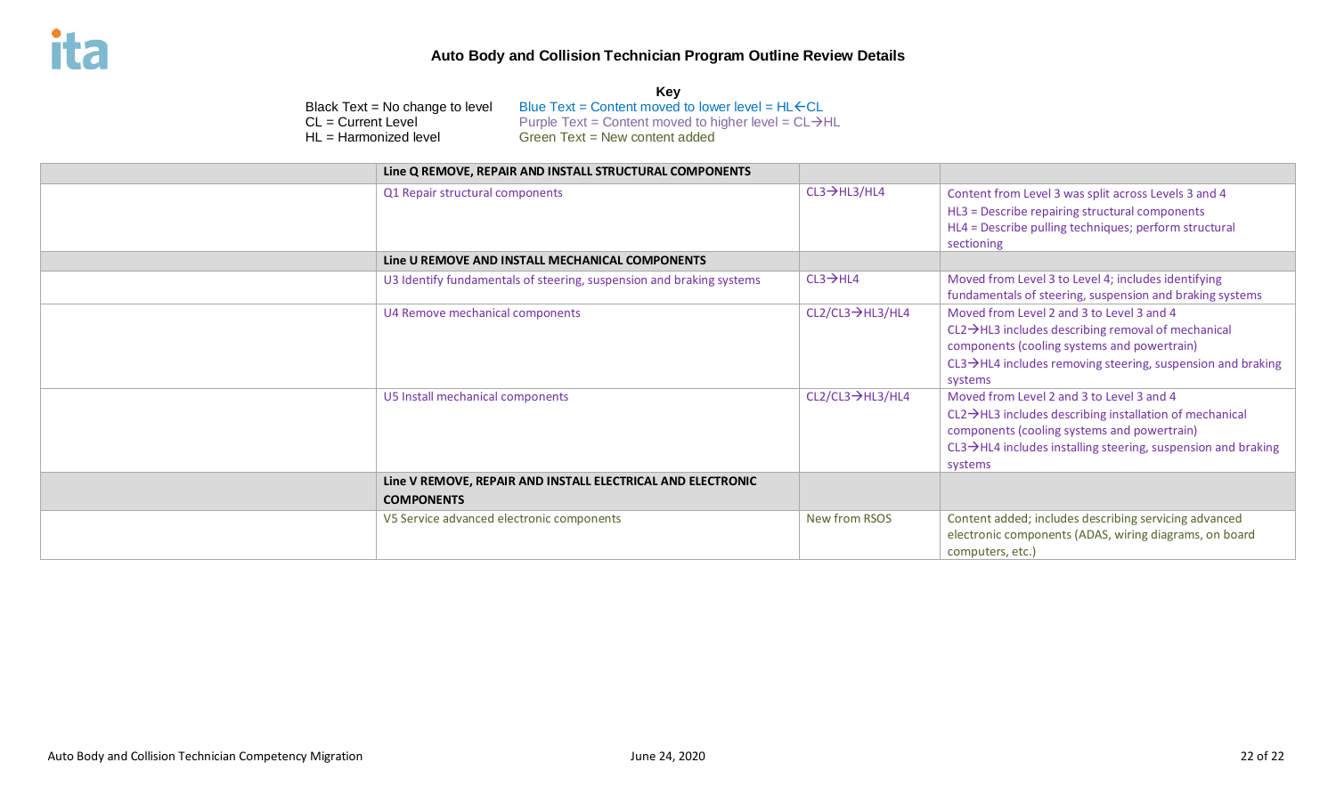# Auto Body and Collision Technician Program Outline Review Details

**Key**

Black Text = No change to level
CL = Current Level
HL = Harmonized level

Blue Text = Content moved to lower level = HL←CL
Purple Text = Content moved to higher level = CL→HL
Green Text = New content added

| | | | |
|---|---|---|---|
| | **Line Q REMOVE, REPAIR AND INSTALL STRUCTURAL COMPONENTS** | | |
| | Q1 Repair structural components | CL3→HL3/HL4 | Content from Level 3 was split across Levels 3 and 4<br>HL3 = Describe repairing structural components<br>HL4 = Describe pulling techniques; perform structural sectioning |
| | **Line U REMOVE AND INSTALL MECHANICAL COMPONENTS** | | |
| | U3 Identify fundamentals of steering, suspension and braking systems | CL3→HL4 | Moved from Level 3 to Level 4; includes identifying fundamentals of steering, suspension and braking systems |
| | U4 Remove mechanical components | CL2/CL3→HL3/HL4 | Moved from Level 2 and 3 to Level 3 and 4<br>CL2→HL3 includes describing removal of mechanical components (cooling systems and powertrain)<br>CL3→HL4 includes removing steering, suspension and braking systems |
| | U5 Install mechanical components | CL2/CL3→HL3/HL4 | Moved from Level 2 and 3 to Level 3 and 4<br>CL2→HL3 includes describing installation of mechanical components (cooling systems and powertrain)<br>CL3→HL4 includes installing steering, suspension and braking systems |
| | **Line V REMOVE, REPAIR AND INSTALL ELECTRICAL AND ELECTRONIC COMPONENTS** | | |
| | V5 Service advanced electronic components | New from RSOS | Content added; includes describing servicing advanced electronic components (ADAS, wiring diagrams, on board computers, etc.) |